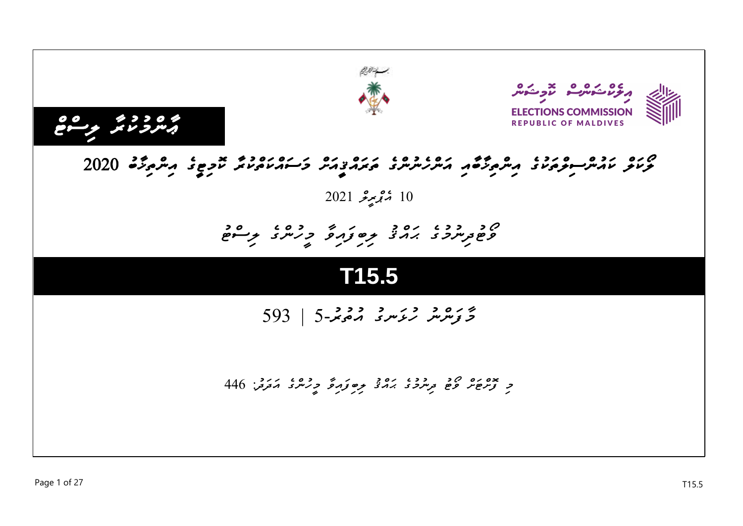އާންމުކުރާ ލިސްޓު

އިލެކްޝަންސް ކޮމިޝަން

ELECTIONS COMMISSION
REPUBLIC OF MALDIVES

# ލޯކަލް ކައުންސިލްތަކުގެ އިންތިޚާބާއި އަންހެނުންގެ ތަރައްޤީއަށް މަސައްކަތްކުރާ ކޮމިޓީގެ އިންތިޚާބު 2020

10 އެޕްރީލް 2021

## ވޯޓުދިނުމުގެ ހައްޤު ލިބިފައިވާ މީހުންގެ ލިސްޓު

# T15.5

## މާފަންނު ހުޅަނގު އުތުރު-5 | 593

މި ފޮށްޓަށް ވޯޓު ދިނުމުގެ ހައްޤު ލިބިފައިވާ މީހުންގެ އަދަދު: 446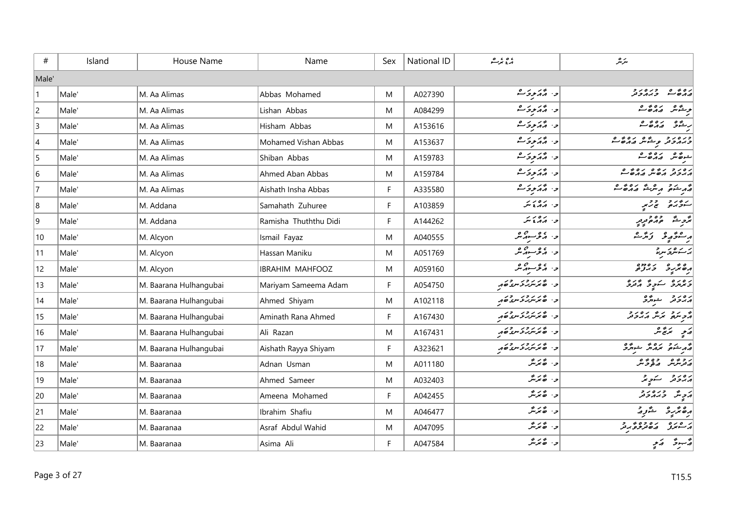| # | Island | House Name | Name | Sex | National ID | ޢެޑްރެސް | ނަން |
|---|---|---|---|---|---|---|---|
| Male' | | | | | | | |
| 1 | Male' | M. Aa Alimas | Abbas Mohamed | M | A027390 | މ. އާއަލިމަސް | އައްބާސް މުހައްމަދު |
| 2 | Male' | M. Aa Alimas | Lishan Abbas | M | A084299 | މ. އާއަލިމަސް | ލިޝާން އައްބާސް |
| 3 | Male' | M. Aa Alimas | Hisham Abbas | M | A153616 | މ. އާއަލިމަސް | ހިޝާމް އައްބާސް |
| 4 | Male' | M. Aa Alimas | Mohamed Vishan Abbas | M | A153637 | މ. އާއަލިމަސް | މުހައްމަދު ވިޝާން އައްބާސް |
| 5 | Male' | M. Aa Alimas | Shiban Abbas | M | A159783 | މ. އާއަލިމަސް | ޝިބާން އައްބާސް |
| 6 | Male' | M. Aa Alimas | Ahmed Aban Abbas | M | A159784 | މ. އާއަލިމަސް | އަހްމަދު އަބާން އައްބާސް |
| 7 | Male' | M. Aa Alimas | Aishath Insha Abbas | F | A335580 | މ. އާއަލިމަސް | އާއިޝަތު އިންޝާ އައްބާސް |
| 8 | Male' | M. Addana | Samahath Zuhuree | F | A103859 | މ. އައްދާނަ | ސަމާހަތު ޒުހުރީ |
| 9 | Male' | M. Addana | Ramisha Thuththu Didi | F | A144262 | މ. އައްދާނަ | ރާމިޝާ ތުއްތުދިދި |
| 10 | Male' | M. Alcyon | Ismail Fayaz | M | A040555 | މ. އަލްސިއޮން | އިސްމާއިލް ފައްޔާޒް |
| 11 | Male' | M. Alcyon | Hassan Maniku | M | A051769 | މ. އަލްސިއޮން | ހަސަންމަނިކު |
| 12 | Male' | M. Alcyon | IBRAHIM MAHFOOZ | M | A059160 | މ. އަލްސިއޮން | އިބްރާހިމް މަޙްފޫޒް |
| 13 | Male' | M. Baarana Hulhangubai | Mariyam Sameema Adam | F | A054750 | މ. ބާރަނަހުޅަނގުބައި | މަރިޔަމް ސަމީމާ އާދަމް |
| 14 | Male' | M. Baarana Hulhangubai | Ahmed Shiyam | M | A102118 | މ. ބާރަނަހުޅަނގުބައި | އަހްމަދު ޝިޔާމް |
| 15 | Male' | M. Baarana Hulhangubai | Aminath Rana Ahmed | F | A167430 | މ. ބާރަނަހުޅަނގުބައި | އާމިނަތު ރަނާ އަހްމަދު |
| 16 | Male' | M. Baarana Hulhangubai | Ali Razan | M | A167431 | މ. ބާރަނަހުޅަނގުބައި | އަލި ރަޒާން |
| 17 | Male' | M. Baarana Hulhangubai | Aishath Rayya Shiyam | F | A323621 | މ. ބާރަނަހުޅަނގުބައި | އާއިޝަތު ރައްޔާ ޝިޔާމް |
| 18 | Male' | M. Baaranaa | Adnan Usman | M | A011180 | މ. ބާރަނާ | އަދުނާން އުޘްމާން |
| 19 | Male' | M. Baaranaa | Ahmed Sameer | M | A032403 | މ. ބާރަނާ | އަހްމަދު ސަމީރު |
| 20 | Male' | M. Baaranaa | Ameena Mohamed | F | A042455 | މ. ބާރަނާ | އަމީނާ މުހައްމަދު |
| 21 | Male' | M. Baaranaa | Ibrahim Shafiu | M | A046477 | މ. ބާރަނާ | އިބްރާހިމް ޝާފިއު |
| 22 | Male' | M. Baaranaa | Asraf Abdul Wahid | M | A047095 | މ. ބާރަނާ | އަސްރަފް އަބްދުލްވާހިދު |
| 23 | Male' | M. Baaranaa | Asima Ali | F | A047584 | މ. ބާރަނާ | އާސިމާ އަލި |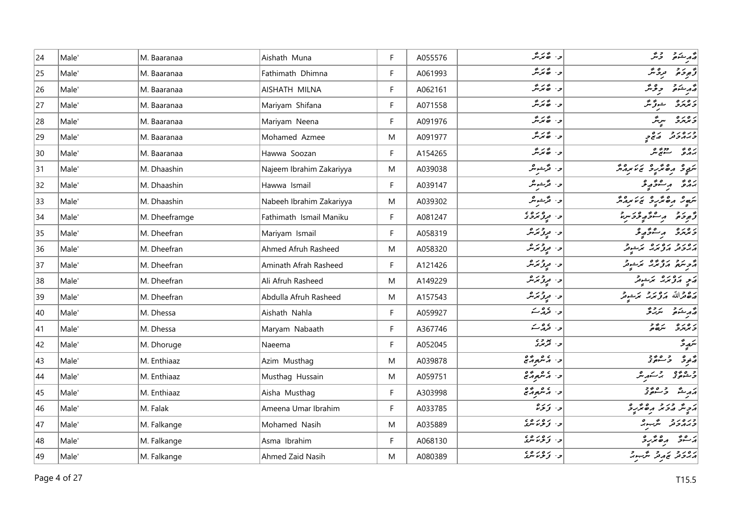| 24 | Male' | M. Baaranaa | Aishath Muna | F | A055576 | މ. ބާރަނާ | އައިށަތު މުނާ |
|---|---|---|---|---|---|---|---|
| 25 | Male' | M. Baaranaa | Fathimath Dhimna | F | A061993 | މ. ބާރަނާ | ފާތިމަތު ދިމްނާ |
| 26 | Male' | M. Baaranaa | AISHATH MILNA | F | A062161 | މ. ބާރަނާ | އައިށަތު މިލްނާ |
| 27 | Male' | M. Baaranaa | Mariyam Shifana | F | A071558 | މ. ބާރަނާ | މަރިޔަމް ޝިފާނާ |
| 28 | Male' | M. Baaranaa | Mariyam Neena | F | A091976 | މ. ބާރަނާ | މަރިޔަމް ނީނާ |
| 29 | Male' | M. Baaranaa | Mohamed Azmee | M | A091977 | މ. ބާރަނާ | މުހައްމަދު އަޒްމީ |
| 30 | Male' | M. Baaranaa | Hawwa Soozan | F | A154265 | މ. ބާރަނާ | ހައްވާ ސޫޒަން |
| 31 | Male' | M. Dhaashin | Najeem Ibrahim Zakariyya | M | A039038 | މ. ދާޝިން | ނަޖީމް އިބްރާހީމް ޒަކަރިއްޔާ |
| 32 | Male' | M. Dhaashin | Hawwa Ismail | F | A039147 | މ. ދާޝިން | ހައްވާ އިސްމާއިލް |
| 33 | Male' | M. Dhaashin | Nabeeh Ibrahim Zakariyya | M | A039302 | މ. ދާޝިން | ނަބީހު އިބްރާހީމް ޒަކަރިއްޔާ |
| 34 | Male' | M. Dheeframge | Fathimath Ismail Maniku | F | A081247 | މ. ދީފްރަމްގެ | ފާތިމަތު އިސްމާއިލްމަނިކު |
| 35 | Male' | M. Dheefran | Mariyam Ismail | F | A058319 | މ. ދީފްރަން | މަރިޔަމް އިސްމާއިލް |
| 36 | Male' | M. Dheefran | Ahmed Afruh Rasheed | M | A058320 | މ. ދީފްރަން | އަހްމަދު އަފްރުހު ރަޝީދު |
| 37 | Male' | M. Dheefran | Aminath Afrah Rasheed | F | A121426 | މ. ދީފްރަން | އާމިނަތު އަފްރާހު ރަޝީދު |
| 38 | Male' | M. Dheefran | Ali Afruh Rasheed | M | A149229 | މ. ދީފްރަން | އަލި އަފްރުހު ރަޝީދު |
| 39 | Male' | M. Dheefran | Abdulla Afruh Rasheed | M | A157543 | މ. ދީފްރަން | އަބްދުﷲ އަފްރުހު ރަޝީދު |
| 40 | Male' | M. Dhessa | Aishath Nahla | F | A059927 | މ. ދެއްސަ | އައިށަތު ނަހްލާ |
| 41 | Male' | M. Dhessa | Maryam Nabaath | F | A367746 | މ. ދެއްސަ | މަރިޔަމް ނަބާތު |
| 42 | Male' | M. Dhoruge | Naeema | F | A052045 | މ. ދޮރުގެ | ނައީމާ |
| 43 | Male' | M. Enthiaaz | Azim Musthag | M | A039878 | މ. އެންތިޔާޒް | އާޒިމް މުސްތާގު |
| 44 | Male' | M. Enthiaaz | Musthag Hussain | M | A059751 | މ. އެންތިޔާޒް | މުސްތާގު ހުސައިން |
| 45 | Male' | M. Enthiaaz | Aisha Musthag | F | A303998 | މ. އެންތިޔާޒް | އައިޝާ މުސްތާގު |
| 46 | Male' | M. Falak | Ameena Umar Ibrahim | F | A033785 | މ. ފަލަކް | އަމީނާ އުމަރު އިބްރާހީމް |
| 47 | Male' | M. Falkange | Mohamed Nasih | M | A035889 | މ. ފަލްކަންގެ | މުހައްމަދު ނާސިހު |
| 48 | Male' | M. Falkange | Asma Ibrahim | F | A068130 | މ. ފަލްކަންގެ | އަސްމާ އިބްރާހީމް |
| 49 | Male' | M. Falkange | Ahmed Zaid Nasih | M | A080389 | މ. ފަލްކަންގެ | އަހްމަދު ޒައިދު ނާސިހު |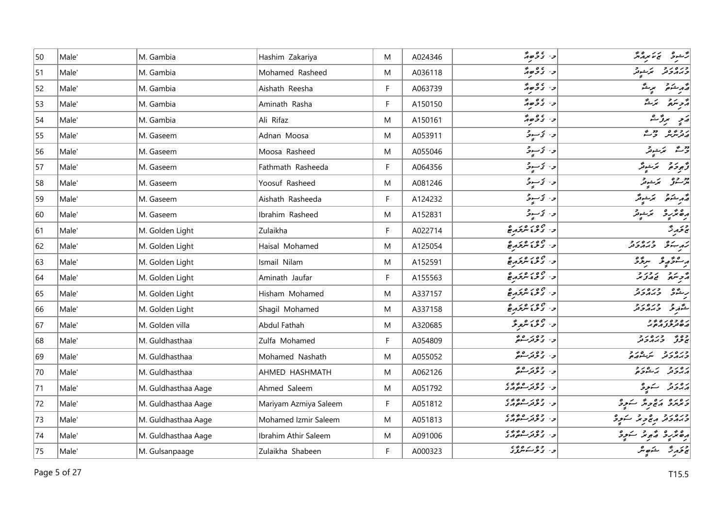| 50 | Male' | M. Gambia | Hashim Zakariya | M | A024346 | މ. ގެމްބިއާ | ހާޝިމް ޒަކަރިއްޔާ |
|---|---|---|---|---|---|---|---|
| 51 | Male' | M. Gambia | Mohamed Rasheed | M | A036118 | މ. ގެމްބިއާ | މުހައްމަދު ރަޝީދު |
| 52 | Male' | M. Gambia | Aishath Reesha | F | A063739 | މ. ގެމްބިއާ | އާއިޝަތު ރީޝާ |
| 53 | Male' | M. Gambia | Aminath Rasha | F | A150150 | މ. ގެމްބިއާ | އާމިނަތު ރަޝާ |
| 54 | Male' | M. Gambia | Ali Rifaz | M | A150161 | މ. ގެމްބިއާ | އަލި ރިފާޒް |
| 55 | Male' | M. Gaseem | Adnan Moosa | M | A053911 | މ. ގަސީމު | އަދުނާން މޫސާ |
| 56 | Male' | M. Gaseem | Moosa Rasheed | M | A055046 | މ. ގަސީމު | މޫސާ ރަޝީދު |
| 57 | Male' | M. Gaseem | Fathmath Rasheeda | F | A064356 | މ. ގަސީމު | ފާތިމަތު ރަޝީދާ |
| 58 | Male' | M. Gaseem | Yoosuf Rasheed | M | A081246 | މ. ގަސީމު | ޔޫސުފު ރަޝީދު |
| 59 | Male' | M. Gaseem | Aishath Rasheeda | F | A124232 | މ. ގަސީމު | އާއިޝަތު ރަޝީދާ |
| 60 | Male' | M. Gaseem | Ibrahim Rasheed | M | A152831 | މ. ގަސީމު | އިބްރާހީމް ރަޝީދު |
| 61 | Male' | M. Golden Light | Zulaikha | F | A022714 | މ. ގޯލްޑަންލައިޓް | ޒުލައިހާ |
| 62 | Male' | M. Golden Light | Haisal Mohamed | M | A125054 | މ. ގޯލްޑަންލައިޓް | ހައިސަލް މުހައްމަދު |
| 63 | Male' | M. Golden Light | Ismail Nilam | M | A152591 | މ. ގޯލްޑަންލައިޓް | އިސްމާއިލް ނިލާމް |
| 64 | Male' | M. Golden Light | Aminath Jaufar | F | A155563 | މ. ގޯލްޑަންލައިޓް | އާމިނަތު ޖައުފަރު |
| 65 | Male' | M. Golden Light | Hisham Mohamed | M | A337157 | މ. ގޯލްޑަންލައިޓް | ހިޝާމް މުހައްމަދު |
| 66 | Male' | M. Golden Light | Shagil Mohamed | M | A337158 | މ. ގޯލްޑަންލައިޓް | ޝާގިލް މުހައްމަދު |
| 67 | Male' | M. Golden villa | Abdul Fathah | M | A320685 | މ. ގޯލްޑަންވިލާ | އަބްދުލްފައްތާހު |
| 68 | Male' | M. Guldhasthaa | Zulfa Mohamed | F | A054809 | މ. ގުލްދަސްތާ | ޒުލްފާ މުހައްމަދު |
| 69 | Male' | M. Guldhasthaa | Mohamed Nashath | M | A055052 | މ. ގުލްދަސްތާ | މުހައްމަދު ނަޝްއަތު |
| 70 | Male' | M. Guldhasthaa | AHMED HASHMATH | M | A062126 | މ. ގުލްދަސްތާ | އަހުމަދު ހަޝްމަތު |
| 71 | Male' | M. Guldhasthaa Aage | Ahmed Saleem | M | A051792 | މ. ގުލްދަސްތާއާގެ | އަހުމަދު ސަލީމް |
| 72 | Male' | M. Guldhasthaa Aage | Mariyam Azmiya Saleem | F | A051812 | މ. ގުލްދަސްތާއާގެ | މަރިޔަމް އަޒްމިޔާ ސަލީމް |
| 73 | Male' | M. Guldhasthaa Aage | Mohamed Izmir Saleem | M | A051813 | މ. ގުލްދަސްތާއާގެ | މުހައްމަދު އިޒްމިރު ސަލީމް |
| 74 | Male' | M. Guldhasthaa Aage | Ibrahim Athir Saleem | M | A091006 | މ. ގުލްދަސްތާއާގެ | އިބްރާހީމް އާތިރު ސަލީމް |
| 75 | Male' | M. Gulsanpaage | Zulaikha Shabeen | F | A000323 | މ. ގުލްސަންޕާގެ | ޒުލައިހާ ޝަބީން |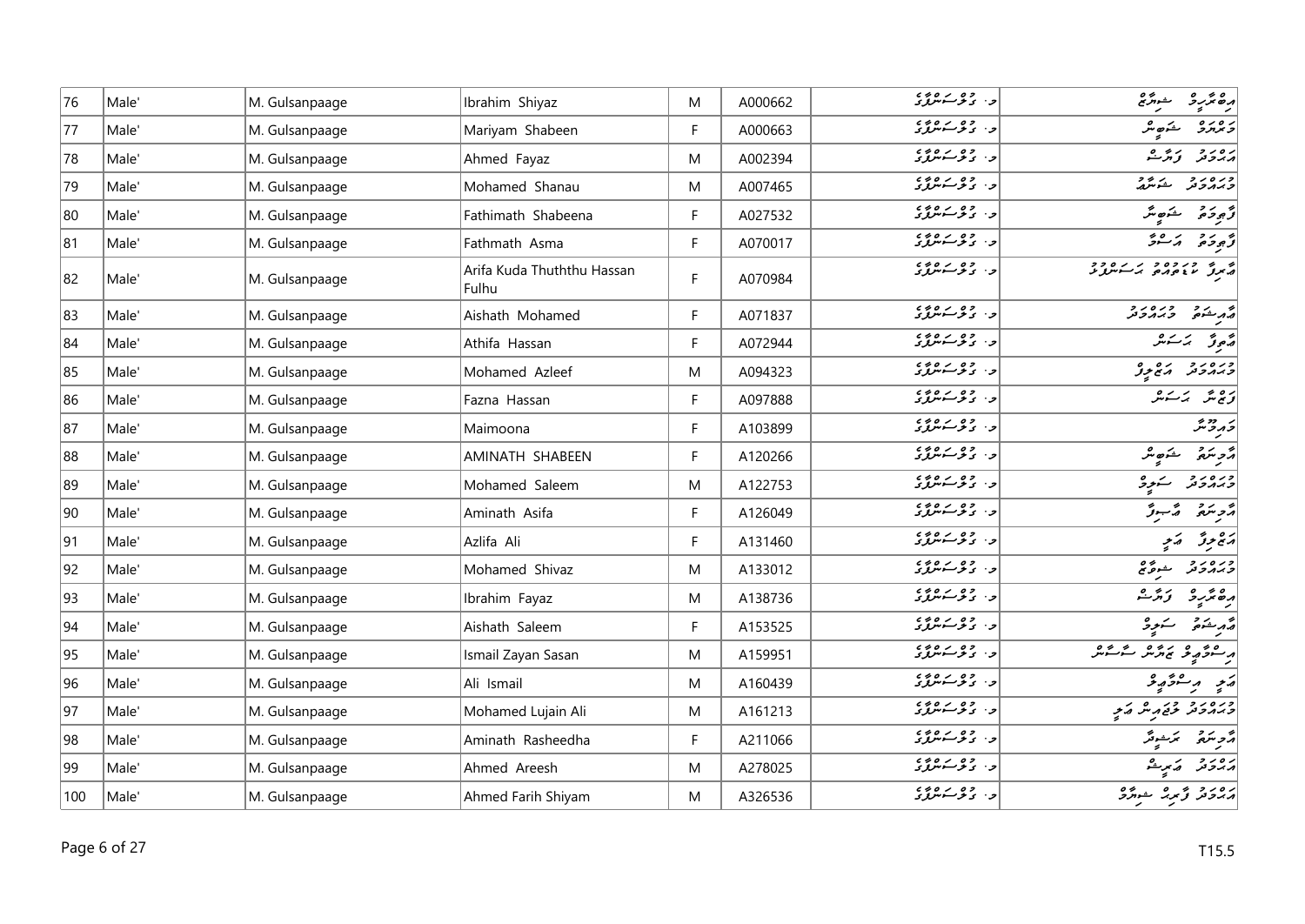| 76 | Male' | M. Gulsanpaage | Ibrahim Shiyaz | M | A000662 | މ. ގުލްސަންޕާގެ | އިބްރާހީމް ޝިޔާޒް |
|---|---|---|---|---|---|---|---|
| 77 | Male' | M. Gulsanpaage | Mariyam Shabeen | F | A000663 | މ. ގުލްސަންޕާގެ | މަރިޔަމް ޝަބީން |
| 78 | Male' | M. Gulsanpaage | Ahmed Fayaz | M | A002394 | މ. ގުލްސަންޕާގެ | އަޙްމަދު ފައްޔާޒް |
| 79 | Male' | M. Gulsanpaage | Mohamed Shanau | M | A007465 | މ. ގުލްސަންޕާގެ | މުޙައްމަދު ޝަނައު |
| 80 | Male' | M. Gulsanpaage | Fathimath Shabeena | F | A027532 | މ. ގުލްސަންޕާގެ | ފާތިމަތު ޝަބީނާ |
| 81 | Male' | M. Gulsanpaage | Fathmath Asma | F | A070017 | މ. ގުލްސަންޕާގެ | ފާތިމަތު އަސްމާ |
| 82 | Male' | M. Gulsanpaage | Arifa Kuda Thuththu Hassan Fulhu | F | A070984 | މ. ގުލްސަންޕާގެ | އާރިފާ ކުޑަތުއްތު ހަސަންފުޅު |
| 83 | Male' | M. Gulsanpaage | Aishath Mohamed | F | A071837 | މ. ގުލްސަންޕާގެ | އައިޝަތު މުޙައްމަދު |
| 84 | Male' | M. Gulsanpaage | Athifa Hassan | F | A072944 | މ. ގުލްސަންޕާގެ | އާތިފާ ހަސަން |
| 85 | Male' | M. Gulsanpaage | Mohamed Azleef | M | A094323 | މ. ގުލްސަންޕާގެ | މުޙައްމަދު އަޒްލީފް |
| 86 | Male' | M. Gulsanpaage | Fazna Hassan | F | A097888 | މ. ގުލްސަންޕާގެ | ފަޒްނާ ހަސަން |
| 87 | Male' | M. Gulsanpaage | Maimoona | F | A103899 | މ. ގުލްސަންޕާގެ | މައިމޫނާ |
| 88 | Male' | M. Gulsanpaage | AMINATH SHABEEN | F | A120266 | މ. ގުލްސަންޕާގެ | އާމިނަތު ޝަބީން |
| 89 | Male' | M. Gulsanpaage | Mohamed Saleem | M | A122753 | މ. ގުލްސަންޕާގެ | މުޙައްމަދު ސަލީމް |
| 90 | Male' | M. Gulsanpaage | Aminath Asifa | F | A126049 | މ. ގުލްސަންޕާގެ | އާމިނަތު އާސިފާ |
| 91 | Male' | M. Gulsanpaage | Azlifa Ali | F | A131460 | މ. ގުލްސަންޕާގެ | އަޒްލިފާ އަލި |
| 92 | Male' | M. Gulsanpaage | Mohamed Shivaz | M | A133012 | މ. ގުލްސަންޕާގެ | މުޙައްމަދު ޝިވާޒް |
| 93 | Male' | M. Gulsanpaage | Ibrahim Fayaz | M | A138736 | މ. ގުލްސަންޕާގެ | އިބްރާހީމް ފައްޔާޒް |
| 94 | Male' | M. Gulsanpaage | Aishath Saleem | F | A153525 | މ. ގުލްސަންޕާގެ | އައިޝަތު ސަލީމް |
| 95 | Male' | M. Gulsanpaage | Ismail Zayan Sasan | M | A159951 | މ. ގުލްސަންޕާގެ | އިސްމާއީލް ޒަޔާން ސާސަން |
| 96 | Male' | M. Gulsanpaage | Ali Ismail | M | A160439 | މ. ގުލްސަންޕާގެ | އަލި އިސްމާއީލް |
| 97 | Male' | M. Gulsanpaage | Mohamed Lujain Ali | M | A161213 | މ. ގުލްސަންޕާގެ | މުޙައްމަދު ލުޖައިން އަލި |
| 98 | Male' | M. Gulsanpaage | Aminath Rasheedha | F | A211066 | މ. ގުލްސަންޕާގެ | އާމިނަތު ރަޝީދާ |
| 99 | Male' | M. Gulsanpaage | Ahmed Areesh | M | A278025 | މ. ގުލްސަންޕާގެ | އަޙްމަދު އަރީޝް |
| 100 | Male' | M. Gulsanpaage | Ahmed Farih Shiyam | M | A326536 | މ. ގުލްސަންޕާގެ | އަޙްމަދު ފާރިހް ޝިޔާމް |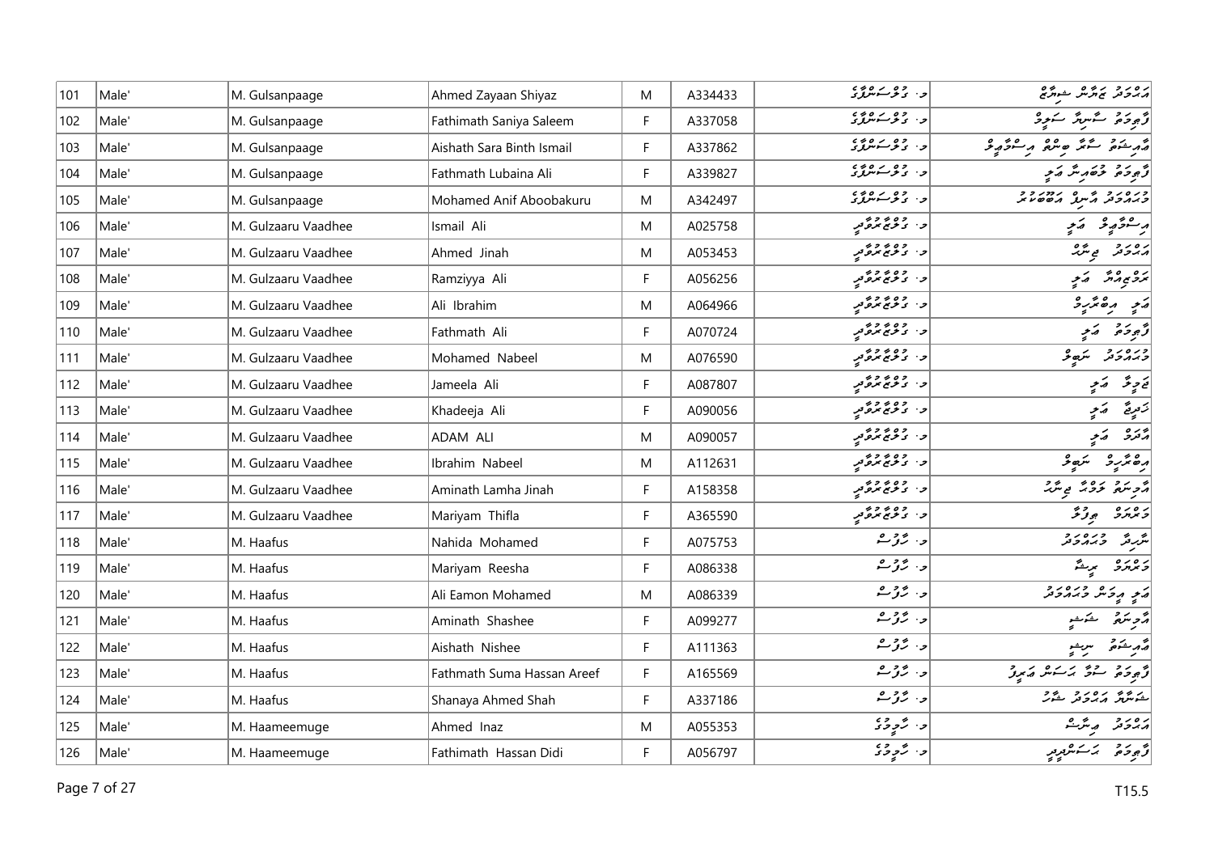| 101 | Male' | M. Gulsanpaage | Ahmed Zayaan Shiyaz | M | A334433 | މ. ގުލްސަންޕާގެ | އަޙްމަދު ޒަޔާން ޝިޔާޒް |
|---|---|---|---|---|---|---|---|
| 102 | Male' | M. Gulsanpaage | Fathimath Saniya Saleem | F | A337058 | މ. ގުލްސަންޕާގެ | ފާތިމަތު ސަނިޔާ ސަލީމް |
| 103 | Male' | M. Gulsanpaage | Aishath Sara Binth Ismail | F | A337862 | މ. ގުލްސަންޕާގެ | އާއިޝަތު ސާރާ ބިންތު އިސްމާއީލް |
| 104 | Male' | M. Gulsanpaage | Fathmath Lubaina Ali | F | A339827 | މ. ގުލްސަންޕާގެ | ފާތިމަތު ލުބައިނާ އަލި |
| 105 | Male' | M. Gulsanpaage | Mohamed Anif Aboobakuru | M | A342497 | މ. ގުލްސަންޕާގެ | މުޙައްމަދު އާނިފް އަބޫބަކުރު |
| 106 | Male' | M. Gulzaaru Vaadhee | Ismail Ali | M | A025758 | މ. ގުލްޒާރުވާދީ | އިސްމާއީލް އަލި |
| 107 | Male' | M. Gulzaaru Vaadhee | Ahmed Jinah | M | A053453 | މ. ގުލްޒާރުވާދީ | އަޙްމަދު ޖިނާހް |
| 108 | Male' | M. Gulzaaru Vaadhee | Ramziyya Ali | F | A056256 | މ. ގުލްޒާރުވާދީ | ރަމްޒިއްޔާ އަލި |
| 109 | Male' | M. Gulzaaru Vaadhee | Ali Ibrahim | M | A064966 | މ. ގުލްޒާރުވާދީ | އަލި އިބްރާހީމް |
| 110 | Male' | M. Gulzaaru Vaadhee | Fathmath Ali | F | A070724 | މ. ގުލްޒާރުވާދީ | ފާތިމަތު އަލި |
| 111 | Male' | M. Gulzaaru Vaadhee | Mohamed Nabeel | M | A076590 | މ. ގުލްޒާރުވާދީ | މުޙައްމަދު ނަބީލް |
| 112 | Male' | M. Gulzaaru Vaadhee | Jameela Ali | F | A087807 | މ. ގުލްޒާރުވާދީ | ޖަމީލާ އަލި |
| 113 | Male' | M. Gulzaaru Vaadhee | Khadeeja Ali | F | A090056 | މ. ގުލްޒާރުވާދީ | ޚަދީޖާ އަލި |
| 114 | Male' | M. Gulzaaru Vaadhee | ADAM ALI | M | A090057 | މ. ގުލްޒާރުވާދީ | އާދަމް އަލި |
| 115 | Male' | M. Gulzaaru Vaadhee | Ibrahim Nabeel | M | A112631 | މ. ގުލްޒާރުވާދީ | އިބްރާހީމް ނަބީލް |
| 116 | Male' | M. Gulzaaru Vaadhee | Aminath Lamha Jinah | F | A158358 | މ. ގުލްޒާރުވާދީ | އާމިނަތު ލަމްހާ ޖިނާހް |
| 117 | Male' | M. Gulzaaru Vaadhee | Mariyam Thifla | F | A365590 | މ. ގުލްޒާރުވާދީ | މަރިޔަމް ތިފްލާ |
| 118 | Male' | M. Haafus | Nahida Mohamed | F | A075753 | މ. ހާފުސް | ނާހިދާ މުޙައްމަދު |
| 119 | Male' | M. Haafus | Mariyam Reesha | F | A086338 | މ. ހާފުސް | މަރިޔަމް ރީޝާ |
| 120 | Male' | M. Haafus | Ali Eamon Mohamed | M | A086339 | މ. ހާފުސް | އަލި އީމަން މުޙައްމަދު |
| 121 | Male' | M. Haafus | Aminath Shashee | F | A099277 | މ. ހާފުސް | އާމިނަތު ޝަޝީ |
| 122 | Male' | M. Haafus | Aishath Nishee | F | A111363 | މ. ހާފުސް | އާއިޝަތު ނިޝީ |
| 123 | Male' | M. Haafus | Fathmath Suma Hassan Areef | F | A165569 | މ. ހާފުސް | ފާތިމަތު ސުމާ ހަސަން އަރީފް |
| 124 | Male' | M. Haafus | Shanaya Ahmed Shah | F | A337186 | މ. ހާފުސް | ޝަނާޔާ އަޙްމަދު ޝާހް |
| 125 | Male' | M. Haameemuge | Ahmed Inaz | M | A055353 | މ. ހާމީމުގެ | އަޙްމަދު އިނާޒް |
| 126 | Male' | M. Haameemuge | Fathimath Hassan Didi | F | A056797 | މ. ހާމީމުގެ | ފާތިމަތު ހަސަންދީދީ |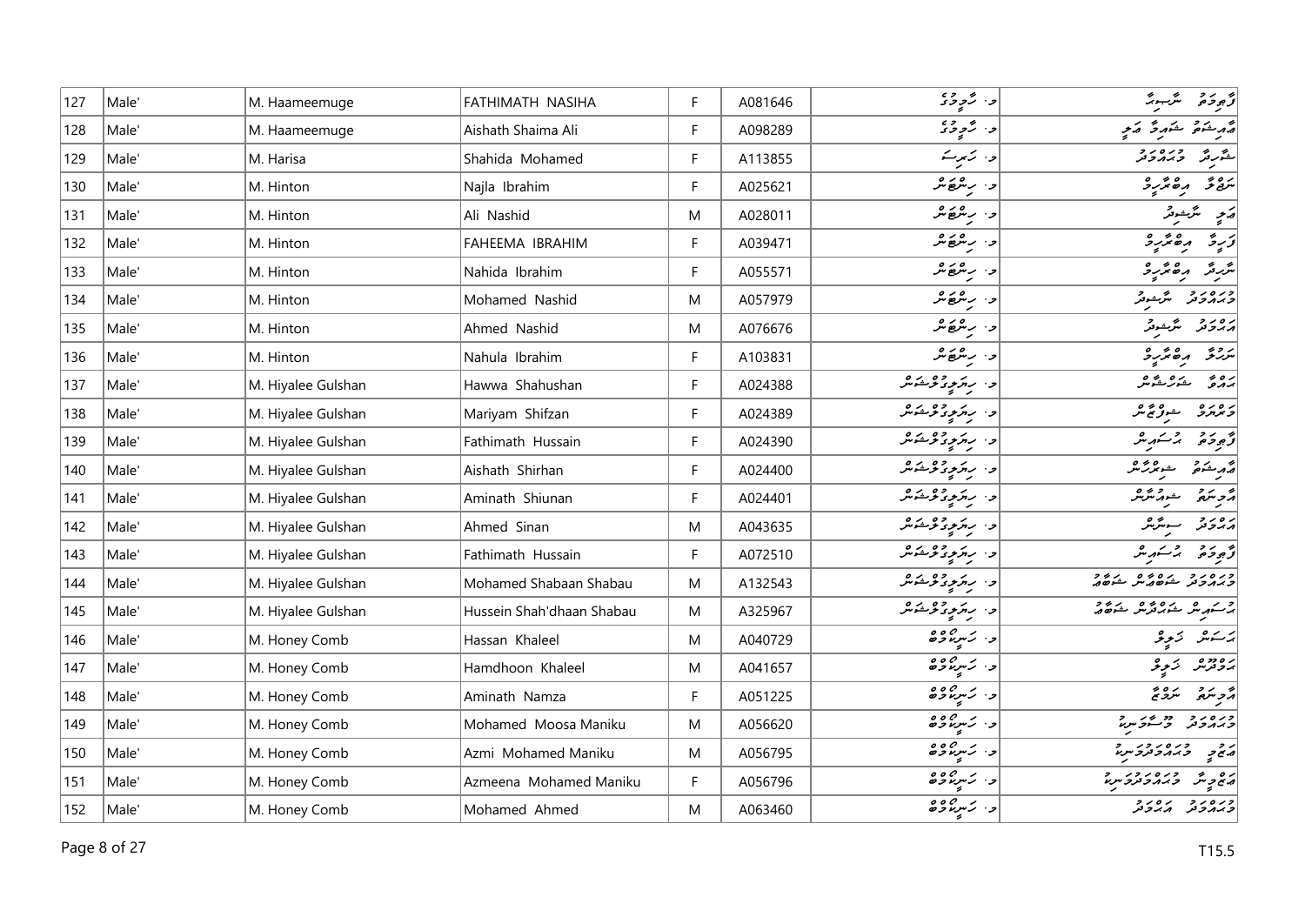| 127 | Male' | M. Haameemuge | FATHIMATH NASIHA | F | A081646 | م. ھާމީމުގެ | ފާތިމަތު ނާސިހާ |
|---|---|---|---|---|---|---|---|
| 128 | Male' | M. Haameemuge | Aishath Shaima Ali | F | A098289 | މ. ހާމީމުގެ | އައިށަތު ޝައިމާ އަލި |
| 129 | Male' | M. Harisa | Shahida Mohamed | F | A113855 | މ. ހަރިސަ | ޝާހިދާ މުހައްމަދު |
| 130 | Male' | M. Hinton | Najla Ibrahim | F | A025621 | މ. ހިންޓަން | ނަޖްލާ އިބްރާހީމް |
| 131 | Male' | M. Hinton | Ali Nashid | M | A028011 | މ. ހިންޓަން | އަލި ނާޝިދު |
| 132 | Male' | M. Hinton | FAHEEMA IBRAHIM | F | A039471 | މ. ހިންޓަން | ފަހީމާ އިބްރާހީމް |
| 133 | Male' | M. Hinton | Nahida Ibrahim | F | A055571 | މ. ހިންޓަން | ނާހިދާ އިބްރާހީމް |
| 134 | Male' | M. Hinton | Mohamed Nashid | M | A057979 | މ. ހިންޓަން | މުހައްމަދު ނާޝިދު |
| 135 | Male' | M. Hinton | Ahmed Nashid | M | A076676 | މ. ހިންޓަން | އަހްމަދު ނާޝިދު |
| 136 | Male' | M. Hinton | Nahula Ibrahim | F | A103831 | މ. ހިންޓަން | ނަހުލާ އިބްރާހީމް |
| 137 | Male' | M. Hiyalee Gulshan | Hawwa Shahushan | F | A024388 | މ. ހިޔަލީގުލްޝަން | ހައްވާ ޝަހުޝާން |
| 138 | Male' | M. Hiyalee Gulshan | Mariyam Shifzan | F | A024389 | މ. ހިޔަލީގުލްޝަން | މަރިޔަމް ޝިފްޒާން |
| 139 | Male' | M. Hiyalee Gulshan | Fathimath Hussain | F | A024390 | މ. ހިޔަލީގުލްޝަން | ފާތިމަތު ހުސައިން |
| 140 | Male' | M. Hiyalee Gulshan | Aishath Shirhan | F | A024400 | މ. ހިޔަލީގުލްޝަން | އައިށަތު ޝިރްހާން |
| 141 | Male' | M. Hiyalee Gulshan | Aminath Shiunan | F | A024401 | މ. ހިޔަލީގުލްޝަން | އާމިނަތު ޝިއުނާން |
| 142 | Male' | M. Hiyalee Gulshan | Ahmed Sinan | M | A043635 | މ. ހިޔަލީގުލްޝަން | އަހްމަދު ސިނާން |
| 143 | Male' | M. Hiyalee Gulshan | Fathimath Hussain | F | A072510 | މ. ހިޔަލީގުލްޝަން | ފާތިމަތު ހުސައިން |
| 144 | Male' | M. Hiyalee Gulshan | Mohamed Shabaan Shabau | M | A132543 | މ. ހިޔަލީގުލްޝަން | މުހައްމަދު ޝަޢުބާން ޝަބާއު |
| 145 | Male' | M. Hiyalee Gulshan | Hussein Shah'dhaan Shabau | M | A325967 | މ. ހިޔަލީގުލްޝަން | ހުސައިން ޝަހްދާން ޝަބާއު |
| 146 | Male' | M. Honey Comb | Hassan Khaleel | M | A040729 | މ.ހަނީކޯމް | ހަސަން ޚަލީލް |
| 147 | Male' | M. Honey Comb | Hamdhoon Khaleel | M | A041657 | މ. ހަނީކޯމް | ހަމްދޫން ޚަލީލް |
| 148 | Male' | M. Honey Comb | Aminath Namza | F | A051225 | މ. ހަނީކޯމް | އާމިނަތު ނަމްޒާ |
| 149 | Male' | M. Honey Comb | Mohamed Moosa Maniku | M | A056620 | މ. ހަނީކޯމް | މުހައްމަދު މޫސާމަނިކު |
| 150 | Male' | M. Honey Comb | Azmi Mohamed Maniku | M | A056795 | މ. ހަނީކޯމް | އަޒްމީ މުހައްމަދުމަނިކު |
| 151 | Male' | M. Honey Comb | Azmeena Mohamed Maniku | F | A056796 | މ. ހަނީކޯމް | އަޒްމީނާ މުހައްމަދުމަނިކު |
| 152 | Male' | M. Honey Comb | Mohamed Ahmed | M | A063460 | މ. ހަނީކޯމް | މުހައްމަދު އަހްމަދު |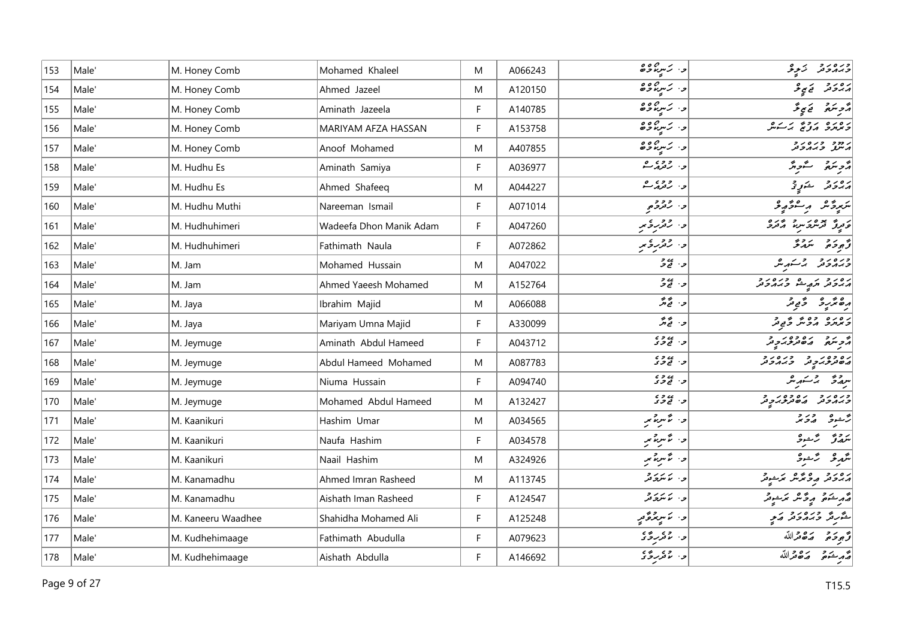| 153 | Male' | M. Honey Comb | Mohamed Khaleel | M | A066243 | މ. ހަނީކޯމް | މުހައްމަދު ޚަލީލް |
|---|---|---|---|---|---|---|---|
| 154 | Male' | M. Honey Comb | Ahmed Jazeel | M | A120150 | މ. ހަނީކޯމް | އަހްމަދު ޖަޒީލް |
| 155 | Male' | M. Honey Comb | Aminath Jazeela | F | A140785 | މ. ހަނީކޯމް | އާމިނަތު ޖަޒީލާ |
| 156 | Male' | M. Honey Comb | MARIYAM AFZA HASSAN | F | A153758 | މ. ހަނީކޯމް | މަރްޔަމް އަފްޒާ ހަސަން |
| 157 | Male' | M. Honey Comb | Anoof Mohamed | M | A407855 | މ. ހަނީކޯމް | އަނޫފް މުހައްމަދު |
| 158 | Male' | M. Hudhu Es | Aminath Samiya | F | A036977 | މ. ހުދުއެސް | އާމިނަތު ސާމިޔާ |
| 159 | Male' | M. Hudhu Es | Ahmed Shafeeq | M | A044227 | މ. ހުދުއެސް | އަހްމަދު ޝަފީޤު |
| 160 | Male' | M. Hudhu Muthi | Nareeman Ismail | F | A071014 | މ. ހުދުމުތި | ނަރީމާން އިސްމާޢީލް |
| 161 | Male' | M. Hudhuhimeri | Wadeefa Dhon Manik Adam | F | A047260 | މ. ހުދުހިމެރި | ވަދީފާ ދޮންމަނިކު އާދަމް |
| 162 | Male' | M. Hudhuhimeri | Fathimath Naula | F | A072862 | މ. ހުދުހިމެރި | ފާތިމަތު ނައުލާ |
| 163 | Male' | M. Jam | Mohamed Hussain | M | A047022 | މ. ޖެމް | މުހައްމަދު ހުސައިން |
| 164 | Male' | M. Jam | Ahmed Yaeesh Mohamed | M | A152764 | މ. ޖެމް | އަހްމަދު ޔައީޝް މުހައްމަދު |
| 165 | Male' | M. Jaya | Ibrahim Majid | M | A066088 | މ. ޖަޔާ | އިބްރާހިމް މާޖިދު |
| 166 | Male' | M. Jaya | Mariyam Umna Majid | F | A330099 | މ. ޖަޔާ | މަރްޔަމް އުމްނާ މާޖިދު |
| 167 | Male' | M. Jeymuge | Aminath Abdul Hameed | F | A043712 | މ. ޖޭމުގެ | އާމިނަތު އަބްދުލްހަމީދު |
| 168 | Male' | M. Jeymuge | Abdul Hameed Mohamed | M | A087783 | މ. ޖޭމުގެ | އަބްދުލްހަމީދު މުހައްމަދު |
| 169 | Male' | M. Jeymuge | Niuma Hussain | F | A094740 | މ. ޖޭމުގެ | ނިއުމާ ހުސައިން |
| 170 | Male' | M. Jeymuge | Mohamed Abdul Hameed | M | A132427 | މ. ޖޭމުގެ | މުހައްމަދު އަބްދުލްހަމީދު |
| 171 | Male' | M. Kaanikuri | Hashim Umar | M | A034565 | މ. ކާނިކުރި | ހާޝިމް އުމަރު |
| 172 | Male' | M. Kaanikuri | Naufa Hashim | F | A034578 | މ. ކާނިކުރި | ނައުފާ ހާޝިމް |
| 173 | Male' | M. Kaanikuri | Naail Hashim | M | A324926 | މ. ކާނިކުރި | ނާއިލް ހާޝިމް |
| 174 | Male' | M. Kanamadhu | Ahmed Imran Rasheed | M | A113745 | މ. ކަނަމަދު | އަހްމަދު އިމްރާން ރަޝީދު |
| 175 | Male' | M. Kanamadhu | Aishath Iman Rasheed | F | A124547 | މ. ކަނަމަދު | އައިޝަތު އީމާން ރަޝީދު |
| 176 | Male' | M. Kaneeru Waadhee | Shahidha Mohamed Ali | F | A125248 | މ. ކަނީރުވާދީ | ޝާހިދާ މުހައްމަދު ޢަލީ |
| 177 | Male' | M. Kudhehimaage | Fathimath Abudulla | F | A079623 | މ. ކުދެހިމާގެ | ފާތިމަތު ޢަބްދުﷲ |
| 178 | Male' | M. Kudhehimaage | Aishath Abdulla | F | A146692 | މ. ކުދެހިމާގެ | އައިޝަތު ޢަބްދުﷲ |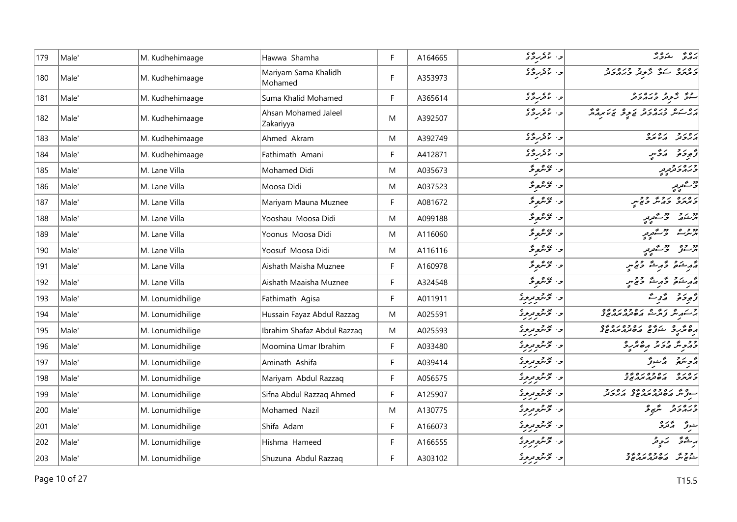| 179 | Male' | M. Kudhehimaage | Hawwa Shamha | F | A164665 | މ. ކުދެހިމާގެ | ހައްވާ ޝަމްހާ |
|---|---|---|---|---|---|---|---|
| 180 | Male' | M. Kudhehimaage | Mariyam Sama Khalidh Mohamed | F | A353973 | މ. ކުދެހިމާގެ | މަރިޔަމް ސަމާ ޚާލިދު މުޙައްމަދު |
| 181 | Male' | M. Kudhehimaage | Suma Khalid Mohamed | F | A365614 | މ. ކުދެހިމާގެ | ސުމާ ޚާލިދު މުޙައްމަދު |
| 182 | Male' | M. Kudhehimaage | Ahsan Mohamed Jaleel Zakariyya | M | A392507 | މ. ކުދެހިމާގެ | އަޙްސަން މުޙައްމަދު ޖަލީލް ޒަކަރިއްޔާ |
| 183 | Male' | M. Kudhehimaage | Ahmed Akram | M | A392749 | މ. ކުދެހިމާގެ | އަޙްމަދު އަކްރަމް |
| 184 | Male' | M. Kudhehimaage | Fathimath Amani | F | A412871 | މ. ކުދެހިމާގެ | ފާތިމަތު އަމާނީ |
| 185 | Male' | M. Lane Villa | Mohamed Didi | M | A035673 | މ. ލޭންވިލާ | މުޙައްމަދުދީދީ |
| 186 | Male' | M. Lane Villa | Moosa Didi | M | A037523 | މ. ލޭންވިލާ | މޫސާދީދީ |
| 187 | Male' | M. Lane Villa | Mariyam Mauna Muznee | F | A081672 | މ. ލޭންވިލާ | މަރިޔަމް މައުނާ މުޒްނީ |
| 188 | Male' | M. Lane Villa | Yooshau Moosa Didi | M | A099188 | މ. ލޭންވިލާ | ޔޫޝައު މޫސާދީދީ |
| 189 | Male' | M. Lane Villa | Yoonus Moosa Didi | M | A116060 | މ. ލޭންވިލާ | ޔޫނުސް މޫސާދީދީ |
| 190 | Male' | M. Lane Villa | Yoosuf Moosa Didi | M | A116116 | މ. ލޭންވިލާ | ޔޫސުފް މޫސާދީދީ |
| 191 | Male' | M. Lane Villa | Aishath Maisha Muznee | F | A160978 | މ. ލޭންވިލާ | އައިޝަތު މައިޝާ މުޒްނީ |
| 192 | Male' | M. Lane Villa | Aishath Maaisha Muznee | F | A324548 | މ. ލޭންވިލާ | އައިޝަތު މާއިޝާ މުޒްނީ |
| 193 | Male' | M. Lonumidhilige | Fathimath Agisa | F | A011911 | މ. ލޮނުމިދިލިގެ | ފާތިމަތު އަގީސާ |
| 194 | Male' | M. Lonumidhilige | Hussain Fayaz Abdul Razzag | M | A025591 | މ. ލޮނުމިދިލިގެ | ޙުސައިން ފައްޔާޒް އަބްދުއްރައްޒާޤު |
| 195 | Male' | M. Lonumidhilige | Ibrahim Shafaz Abdul Razzaq | M | A025593 | މ. ލޮނުމިދިލިގެ | އިބްރާހިމް ޝަފާޒް އަބްދުއްރައްޒާޤު |
| 196 | Male' | M. Lonumidhilige | Moomina Umar Ibrahim | F | A033480 | މ. ލޮނުމިދިލިގެ | މޫމިނާ އުމަރު އިބްރާހިމް |
| 197 | Male' | M. Lonumidhilige | Aminath Ashifa | F | A039414 | މ. ލޮނުމިދިލިގެ | އާމިނަތު އާޝިފާ |
| 198 | Male' | M. Lonumidhilige | Mariyam Abdul Razzaq | F | A056575 | މ. ލޮނުމިދިލިގެ | މަރިޔަމް އަބްދުއްރައްޒާޤު |
| 199 | Male' | M. Lonumidhilige | Sifna Abdul Razzaq Ahmed | F | A125907 | މ. ލޮނުމިދިލިގެ | ސިފްނާ އަބްދުއްރައްޒާޤު އަޙްމަދު |
| 200 | Male' | M. Lonumidhilige | Mohamed Nazil | M | A130775 | މ. ލޮނުމިދިލިގެ | މުޙައްމަދު ނާޒިލް |
| 201 | Male' | M. Lonumidhilige | Shifa Adam | F | A166073 | މ. ލޮނުމިދިލިގެ | ޝިފާ އާދަމް |
| 202 | Male' | M. Lonumidhilige | Hishma Hameed | F | A166555 | މ. ލޮނުމިދިލިގެ | ހިޝްމާ ހަމީދު |
| 203 | Male' | M. Lonumidhilige | Shuzuna Abdul Razzaq | F | A303102 | މ. ލޮނުމިދިލިގެ | ޝުޒޫނާ އަބްދުއްރައްޒާޤު |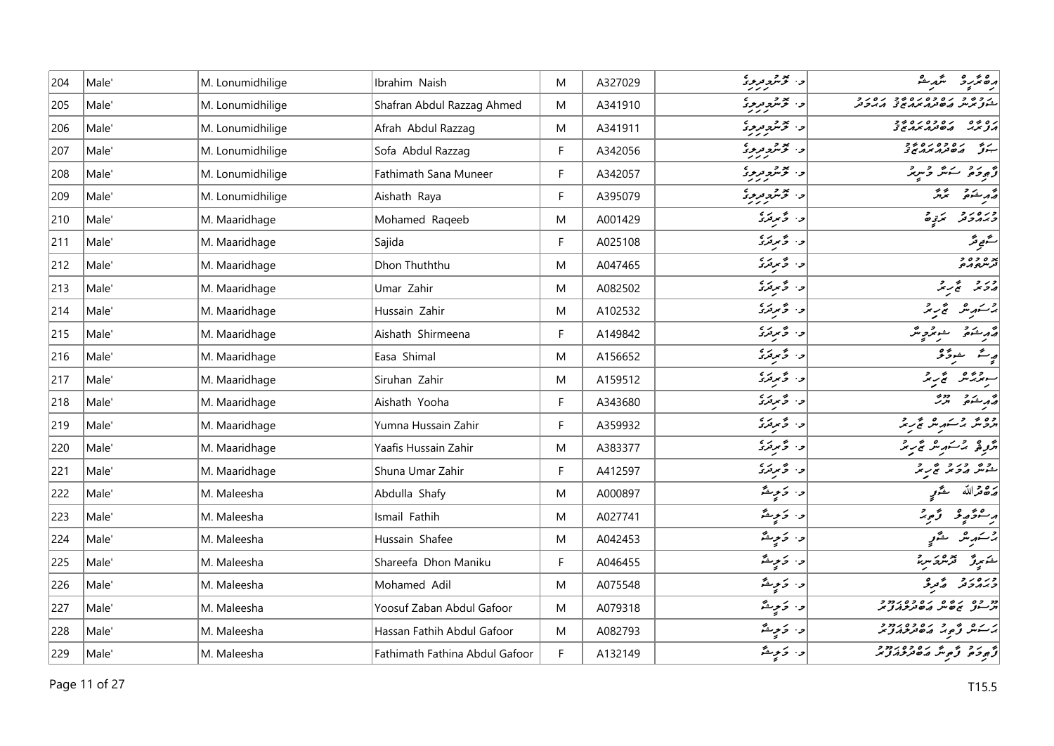| 204 | Male' | M. Lonumidhilige | Ibrahim Naish | M | A327029 | މ. ލޮނުމިދިލިގެ | އިބްރާހީމް ނާއިޝް |
|---|---|---|---|---|---|---|---|
| 205 | Male' | M. Lonumidhilige | Shafran Abdul Razzag Ahmed | M | A341910 | މ. ލޮނުމިދިލިގެ | ޝަފްރާން އަބްދުއްރައްޒާގު އަޙްމަދު |
| 206 | Male' | M. Lonumidhilige | Afrah Abdul Razzag | M | A341911 | މ. ލޮނުމިދިލިގެ | އަފްރާހް އަބްދުއްރައްޒާގު |
| 207 | Male' | M. Lonumidhilige | Sofa Abdul Razzag | F | A342056 | މ. ލޮނުމިދިލިގެ | ސޯފާ އަބްދުއްރައްޒާގު |
| 208 | Male' | M. Lonumidhilige | Fathimath Sana Muneer | F | A342057 | މ. ލޮނުމިދިލިގެ | ފާތިމަތު ސަނާ މުނީރު |
| 209 | Male' | M. Lonumidhilige | Aishath Raya | F | A395079 | މ. ލޮނުމިދިލިގެ | އާއިޝަތު ރާޔާ |
| 210 | Male' | M. Maaridhage | Mohamed Raqeeb | M | A001429 | މ. މާރިދަގެ | މުޙައްމަދު ރަޤީބު |
| 211 | Male' | M. Maaridhage | Sajida | F | A025108 | މ. މާރިދަގެ | ސާޖިދާ |
| 212 | Male' | M. Maaridhage | Dhon Thuththu | M | A047465 | މ. މާރިދަގެ | ދޮންތުއްތު |
| 213 | Male' | M. Maaridhage | Umar Zahir | M | A082502 | މ. މާރިދަގެ | ޢުމަރު ޒާހިރު |
| 214 | Male' | M. Maaridhage | Hussain Zahir | M | A102532 | މ. މާރިދަގެ | ހުސައިން ޒާހިރު |
| 215 | Male' | M. Maaridhage | Aishath Shirmeena | F | A149842 | މ. މާރިދަގެ | އާއިޝަތު ޝިރްމީނާ |
| 216 | Male' | M. Maaridhage | Easa Shimal | M | A156652 | މ. މާރިދަގެ | ޢީސާ ޝިމާލް |
| 217 | Male' | M. Maaridhage | Siruhan Zahir | M | A159512 | މ. މާރިދަގެ | ސިރުހާން ޒާހިރު |
| 218 | Male' | M. Maaridhage | Aishath Yooha | F | A343680 | މ. މާރިދަގެ | އާއިޝަތު ޔޫހާ |
| 219 | Male' | M. Maaridhage | Yumna Hussain Zahir | F | A359932 | މ. މާރިދަގެ | ޔުމްނާ ހުސައިން ޒާހިރު |
| 220 | Male' | M. Maaridhage | Yaafis Hussain Zahir | M | A383377 | މ. މާރިދަގެ | ޔާފިސް ހުސައިން ޒާހިރު |
| 221 | Male' | M. Maaridhage | Shuna Umar Zahir | F | A412597 | މ. މާރިދަގެ | ޝުނާ ޢުމަރު ޒާހިރު |
| 222 | Male' | M. Maleesha | Abdulla Shafy | M | A000897 | މ. މަލީޝާ | އަބްދުﷲ ޝާފީ |
| 223 | Male' | M. Maleesha | Ismail Fathih | M | A027741 | މ. މަލީޝާ | އިސްމާޢީލް ފާތިހް |
| 224 | Male' | M. Maleesha | Hussain Shafee | M | A042453 | މ. މަލީޝާ | ހުސައިން ޝާފީ |
| 225 | Male' | M. Maleesha | Shareefa Dhon Maniku | F | A046455 | މ. މަލީޝާ | ޝަރީފާ ދޮންމަނިކު |
| 226 | Male' | M. Maleesha | Mohamed Adil | M | A075548 | މ. މަލީޝާ | މުޙައްމަދު އާދިލް |
| 227 | Male' | M. Maleesha | Yoosuf Zaban Abdul Gafoor | M | A079318 | މ. މަލީޝާ | ޔޫސުފް ޒަބާން އަބްދުލްޣަފޫރު |
| 228 | Male' | M. Maleesha | Hassan Fathih Abdul Gafoor | M | A082793 | މ. މަލީޝާ | ޙަސަން ފާތިހް އަބްދުލްޣަފޫރު |
| 229 | Male' | M. Maleesha | Fathimath Fathina Abdul Gafoor | F | A132149 | މ. މަލީޝާ | ފާތިމަތު ފާތިނާ އަބްދުލްޣަފޫރު |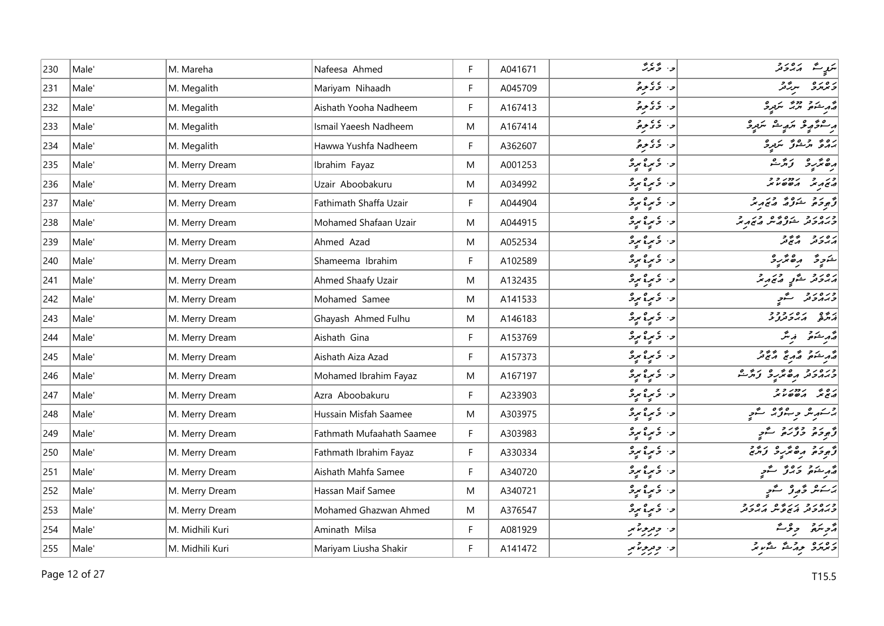| 230 | Male' | M. Mareha | Nafeesa Ahmed | F | A041671 | މ. މާރެހާ | ނަފީސާ އަޙްމަދު |
|---|---|---|---|---|---|---|---|
| 231 | Male' | M. Megalith | Mariyam Nihaadh | F | A045709 | މ. މެގަލިތު | މަރިޔަމް ނިހާދު |
| 232 | Male' | M. Megalith | Aishath Yooha Nadheem | F | A167413 | މ. މެގަލިތު | އާއިޝަތު ޔޫހާ ނަދީމް |
| 233 | Male' | M. Megalith | Ismail Yaeesh Nadheem | M | A167414 | މ. މެގަލިތު | އިސްމާޢީލް ޔައީޝް ނަދީމް |
| 234 | Male' | M. Megalith | Hawwa Yushfa Nadheem | F | A362607 | މ. މެގަލިތު | ހައްވާ ޔުށްފާ ނަދީމް |
| 235 | Male' | M. Merry Dream | Ibrahim Fayaz | M | A001253 | މ. މެރީޑްރީމް | އިބްރާހިމް ފައްޔާޒް |
| 236 | Male' | M. Merry Dream | Uzair Aboobakuru | M | A034992 | މ. މެރީޑްރީމް | އުޒައިރު އަބޫބަކުރު |
| 237 | Male' | M. Merry Dream | Fathimath Shaffa Uzair | F | A044904 | މ. މެރީޑްރީމް | ފާތިމަތު ޝައްފާ އުޒައިރު |
| 238 | Male' | M. Merry Dream | Mohamed Shafaan Uzair | M | A044915 | މ. މެރީޑްރީމް | މުޙައްމަދު ޝަފާން އުޒައިރު |
| 239 | Male' | M. Merry Dream | Ahmed Azad | M | A052534 | މ. މެރީޑްރީމް | އަޙްމަދު އާޒާދު |
| 240 | Male' | M. Merry Dream | Shameema Ibrahim | F | A102589 | މ. މެރީޑްރީމް | ޝަމީމާ އިބްރާހިމް |
| 241 | Male' | M. Merry Dream | Ahmed Shaafy Uzair | M | A132435 | މ. މެރީޑްރީމް | އަޙްމަދު ޝާފީ އުޒައިރު |
| 242 | Male' | M. Merry Dream | Mohamed Samee | M | A141533 | މ. މެރީޑްރީމް | މުޙައްމަދު ސާމީ |
| 243 | Male' | M. Merry Dream | Ghayash Ahmed Fulhu | M | A146183 | މ. މެރީޑްރީމް | ޣަޔާޝް އަޙްމަދުފުޅު |
| 244 | Male' | M. Merry Dream | Aishath Gina | F | A153769 | މ. މެރީޑްރީމް | އާއިޝަތު ގިނާ |
| 245 | Male' | M. Merry Dream | Aishath Aiza Azad | F | A157373 | މ. މެރީޑްރީމް | އާއިޝަތު އާއިޒާ އާޒާދު |
| 246 | Male' | M. Merry Dream | Mohamed Ibrahim Fayaz | M | A167197 | މ. މެރީޑްރީމް | މުޙައްމަދު އިބްރާހިމް ފައްޔާޒް |
| 247 | Male' | M. Merry Dream | Azra Aboobakuru | F | A233903 | މ. މެރީޑްރީމް | އަޒްރާ އަބޫބަކުރު |
| 248 | Male' | M. Merry Dream | Hussain Misfah Saamee | M | A303975 | މ. މެރީޑްރީމް | ޙުސައިން މިސްފާހް ސާމީ |
| 249 | Male' | M. Merry Dream | Fathmath Mufaahath Saamee | F | A303983 | މ. މެރީޑްރީމް | ފާތިމަތު މުފާހަތު ސާމީ |
| 250 | Male' | M. Merry Dream | Fathmath Ibrahim Fayaz | F | A330334 | މ. މެރީޑްރީމް | ފާތިމަތު އިބްރާހިމް ފައްޔާޒް |
| 251 | Male' | M. Merry Dream | Aishath Mahfa Samee | F | A340720 | މ. މެރީޑްރީމް | އާއިޝަތު މަހްފާ ސާމީ |
| 252 | Male' | M. Merry Dream | Hassan Maif Samee | M | A340721 | މ. މެރީޑްރީމް | ޙަސަން މާއިފް ސާމީ |
| 253 | Male' | M. Merry Dream | Mohamed Ghazwan Ahmed | M | A376547 | މ. މެރީޑްރީމް | މުޙައްމަދު ޣަޒްވާން އަޙްމަދު |
| 254 | Male' | M. Midhili Kuri | Aminath Milsa | F | A081929 | މ. މިދިލިކުރި | އާމިނަތު މިލްސާ |
| 255 | Male' | M. Midhili Kuri | Mariyam Liusha Shakir | F | A141472 | މ. މިދިލިކުރި | މަރިޔަމް ލިއުޝާ ޝާކިރު |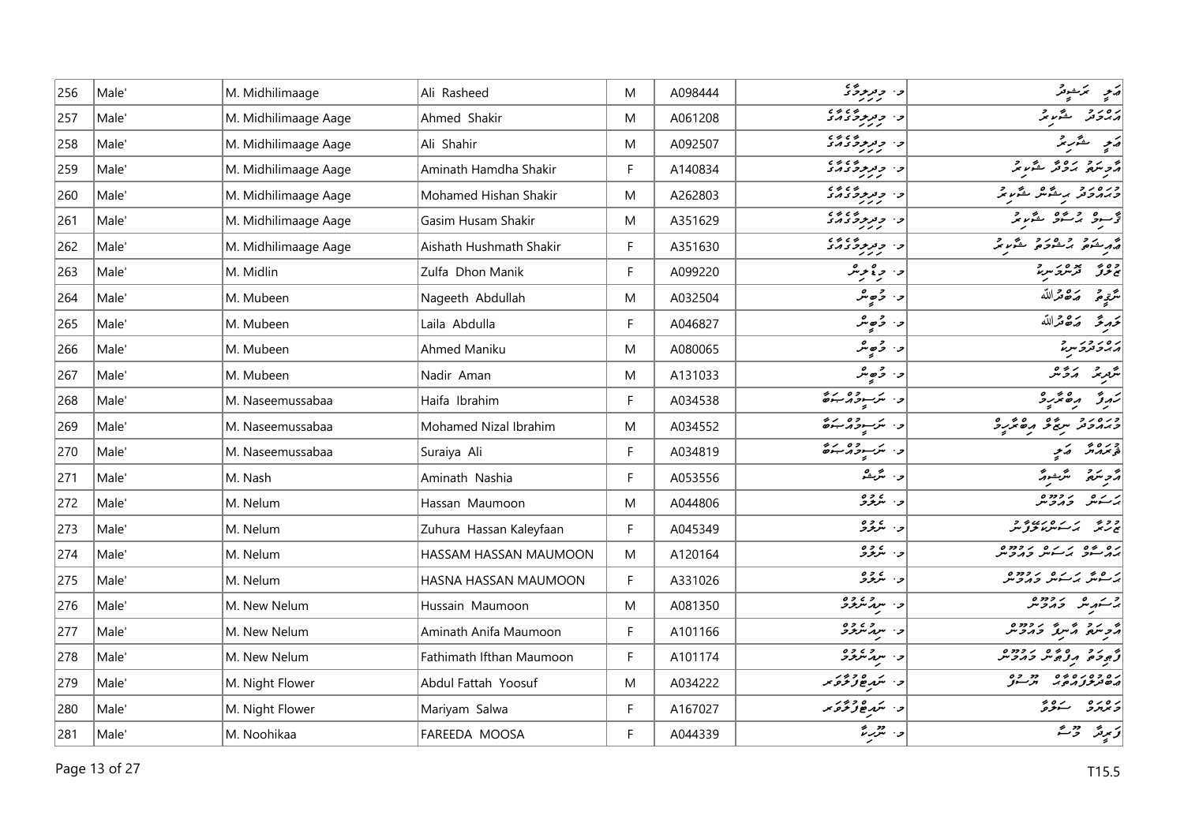| 256 | Male' | M. Midhilimaage | Ali Rasheed | M | A098444 | މ. މިދިލިމާގެ | އަލީ ރަޝީދު |
|---|---|---|---|---|---|---|---|
| 257 | Male' | M. Midhilimaage Aage | Ahmed Shakir | M | A061208 | މ. މިދިލިމާގެއާގެ | އަޙްމަދު ޝާކިރު |
| 258 | Male' | M. Midhilimaage Aage | Ali Shahir | M | A092507 | މ. މިދިލިމާގެއާގެ | އަލީ ޝާހިރު |
| 259 | Male' | M. Midhilimaage Aage | Aminath Hamdha Shakir | F | A140834 | މ. މިދިލިމާގެއާގެ | އާމިނަތު ހަމްދާ ޝާކިރު |
| 260 | Male' | M. Midhilimaage Aage | Mohamed Hishan Shakir | M | A262803 | މ. މިދިލިމާގެއާގެ | މުޙައްމަދު ހިޝާން ޝާކިރު |
| 261 | Male' | M. Midhilimaage Aage | Gasim Husam Shakir | M | A351629 | މ. މިދިލިމާގެއާގެ | ޤާސިމް ހުސާމް ޝާކިރު |
| 262 | Male' | M. Midhilimaage Aage | Aishath Hushmath Shakir | F | A351630 | މ. މިދިލިމާގެއާގެ | އާއިޝަތު ހުޝްމަތު ޝާކިރު |
| 263 | Male' | M. Midlin | Zulfa Dhon Manik | F | A099220 | މ. މިޑްލިން | ޒުލްފާ ދޮންމަނިކު |
| 264 | Male' | M. Mubeen | Nageeth Abdullah | M | A032504 | މ. މުބީން | ނަޖީތު އަބްދުﷲ |
| 265 | Male' | M. Mubeen | Laila Abdulla | F | A046827 | މ. މުބީން | ލައިލާ އަބްދުﷲ |
| 266 | Male' | M. Mubeen | Ahmed Maniku | M | A080065 | މ. މުބީން | އަޙްމަދުމަނިކު |
| 267 | Male' | M. Mubeen | Nadir Aman | M | A131033 | މ. މުބީން | ނާދިރު އަމާން |
| 268 | Male' | M. Naseemussabaa | Haifa Ibrahim | F | A034538 | މ. ނަސީމުއްސަބާ | ހައިފާ އިބްރާހީމް |
| 269 | Male' | M. Naseemussabaa | Mohamed Nizal Ibrahim | M | A034552 | މ. ނަސީމުއްސަބާ | މުޙައްމަދު ނިޒާލް އިބްރާހީމް |
| 270 | Male' | M. Naseemussabaa | Suraiya Ali | F | A034819 | މ. ނަސީމުއްސަބާ | ޘުރައްޔާ އަލީ |
| 271 | Male' | M. Nash | Aminath Nashia | F | A053556 | މ. ނާޝް | އާމިނަތު ނާޝިއާ |
| 272 | Male' | M. Nelum | Hassan Maumoon | M | A044806 | މ. ނެލުމް | ހަސަން މައުމޫން |
| 273 | Male' | M. Nelum | Zuhura Hassan Kaleyfaan | F | A045349 | މ. ނެލުމް | ޒުހުރާ ހަސަންކަލޭފާން |
| 274 | Male' | M. Nelum | HASSAM HASSAN MAUMOON | M | A120164 | މ. ނެލުމް | ހައްސާމް ހަސަން މައުމޫން |
| 275 | Male' | M. Nelum | HASNA HASSAN MAUMOON | F | A331026 | މ. ނެލުމް | ހަސްނާ ހަސަން މައުމޫން |
| 276 | Male' | M. New Nelum | Hussain Maumoon | M | A081350 | މ. ނިއުނެލުމް | ހުސައިން މައުމޫން |
| 277 | Male' | M. New Nelum | Aminath Anifa Maumoon | F | A101166 | މ. ނިއުނެލުމް | އާމިނަތު އާނިފާ މައުމޫން |
| 278 | Male' | M. New Nelum | Fathimath Ifthan Maumoon | F | A101174 | މ. ނިއުނެލުމް | ފާތިމަތު އިފްތާން މައުމޫން |
| 279 | Male' | M. Night Flower | Abdul Fattah Yoosuf | M | A034222 | މ. ނައިޓްފްލަވަރ | އަބްދުލްފައްތާޙް ޔޫސުފް |
| 280 | Male' | M. Night Flower | Mariyam Salwa | F | A167027 | މ. ނައިޓްފްލަވަރ | މަރިޔަމް ސަލްވާ |
| 281 | Male' | M. Noohikaa | FAREEDA MOOSA | F | A044339 | މ. ނޫހިކާ | ފަރީދާ މޫސާ |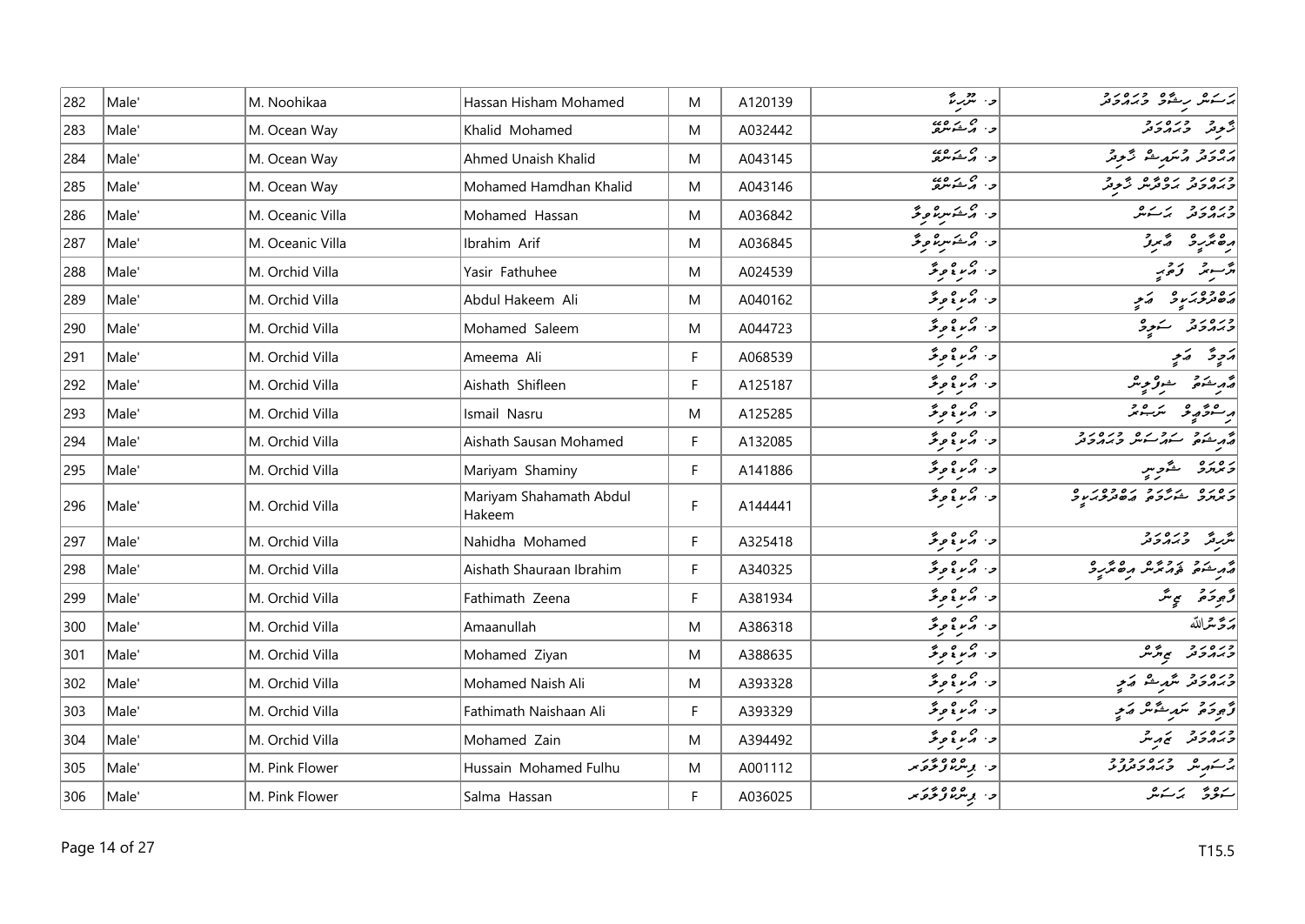| 282 | Male' | M. Noohikaa | Hassan Hisham Mohamed | M | A120139 | މ. ނޫހިކާ | ޙަސަން ހިޝާމް މުޙައްމަދު |
|---|---|---|---|---|---|---|---|
| 283 | Male' | M. Ocean Way | Khalid Mohamed | M | A032442 | މ. އޯޝަންވޭ | ޚާލިދު މުޙައްމަދު |
| 284 | Male' | M. Ocean Way | Ahmed Unaish Khalid | M | A043145 | މ. އޯޝަންވޭ | އަޙްމަދު އުނައިޝް ޚާލިދު |
| 285 | Male' | M. Ocean Way | Mohamed Hamdhan Khalid | M | A043146 | މ. އޯޝަންވޭ | މުޙައްމަދު ހަމްދާން ޚާލިދު |
| 286 | Male' | M. Oceanic Villa | Mohamed Hassan | M | A036842 | މ. އޯޝަނިކްވިލާ | މުޙައްމަދު ޙަސަން |
| 287 | Male' | M. Oceanic Villa | Ibrahim Arif | M | A036845 | މ. އޯޝަނިކްވިލާ | އިބްރާހީމް އާރިފް |
| 288 | Male' | M. Orchid Villa | Yasir Fathuhee | M | A024539 | މ. އޯކިޑްވިލާ | ޔާސިރު ފަތުހީ |
| 289 | Male' | M. Orchid Villa | Abdul Hakeem Ali | M | A040162 | މ. އޯކިޑްވިލާ | އަބްދުލްޙަކީމް އަލީ |
| 290 | Male' | M. Orchid Villa | Mohamed Saleem | M | A044723 | މ. އޯކިޑްވިލާ | މުޙައްމަދު ސަލީމް |
| 291 | Male' | M. Orchid Villa | Ameema Ali | F | A068539 | މ. އޯކިޑްވިލާ | އަމީމާ އަލީ |
| 292 | Male' | M. Orchid Villa | Aishath Shifleen | F | A125187 | މ. އޯކިޑްވިލާ | އައިޝަތު ޝިފްލީން |
| 293 | Male' | M. Orchid Villa | Ismail Nasru | M | A125285 | މ. އޯކިޑްވިލާ | އިސްމާއީލް ނަސްރު |
| 294 | Male' | M. Orchid Villa | Aishath Sausan Mohamed | F | A132085 | މ. އޯކިޑްވިލާ | އައިޝަތު ސައުސަން މުޙައްމަދު |
| 295 | Male' | M. Orchid Villa | Mariyam Shaminy | F | A141886 | މ. އޯކިޑްވިލާ | މަރިޔަމް ޝާމިނީ |
| 296 | Male' | M. Orchid Villa | Mariyam Shahamath Abdul Hakeem | F | A144441 | މ. އޯކިޑްވިލާ | މަރިޔަމް ޝަހާމަތު އަބްދުލްޙަކީމް |
| 297 | Male' | M. Orchid Villa | Nahidha Mohamed | F | A325418 | މ. އޯކިޑްވިލާ | ނާހިދާ މުޙައްމަދު |
| 298 | Male' | M. Orchid Villa | Aishath Shauraan Ibrahim | F | A340325 | މ. އޯކިޑްވިލާ | އައިޝަތު ޝައުރާން އިބްރާހީމް |
| 299 | Male' | M. Orchid Villa | Fathimath Zeena | F | A381934 | މ. އޯކިޑްވިލާ | ފާތިމަތު ޒީނާ |
| 300 | Male' | M. Orchid Villa | Amaanullah | M | A386318 | މ. އޯކިޑްވިލާ | އަމާނުﷲ |
| 301 | Male' | M. Orchid Villa | Mohamed Ziyan | M | A388635 | މ. އޯކިޑްވިލާ | މުޙައްމަދު ޒިޔާން |
| 302 | Male' | M. Orchid Villa | Mohamed Naish Ali | M | A393328 | މ. އޯކިޑްވިލާ | މުޙައްމަދު ނާއިޝް އަލީ |
| 303 | Male' | M. Orchid Villa | Fathimath Naishaan Ali | F | A393329 | މ. އޯކިޑްވިލާ | ފާތިމަތު ނައިޝާން އަލީ |
| 304 | Male' | M. Orchid Villa | Mohamed Zain | M | A394492 | މ. އޯކިޑްވިލާ | މުޙައްމަދު ޒައިން |
| 305 | Male' | M. Pink Flower | Hussain Mohamed Fulhu | M | A001112 | މ. ޕިންކްފްލާވަރ | ޙުސައިން މުޙައްމަދުފުޅު |
| 306 | Male' | M. Pink Flower | Salma Hassan | F | A036025 | މ. ޕިންކްފްލާވަރ | ސަލްމާ ޙަސަން |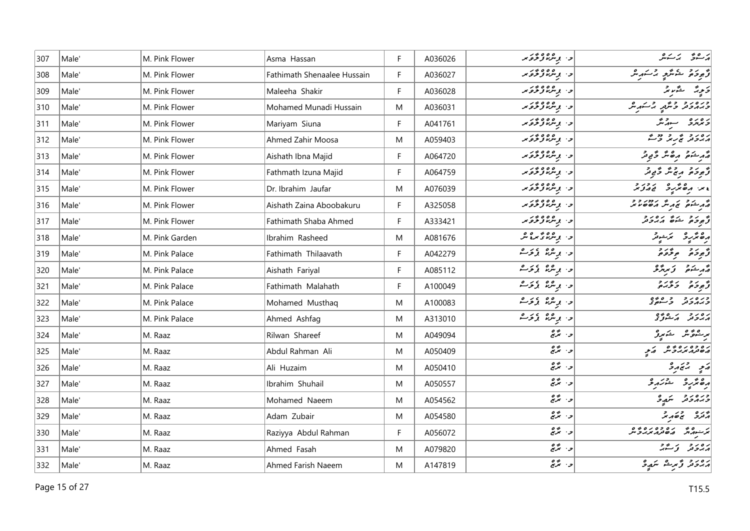| 307 | Male' | M. Pink Flower | Asma Hassan | F | A036026 | މ. ޕިންކްފްލާވަރ | އަސްމާ ހަސަން |
|---|---|---|---|---|---|---|---|
| 308 | Male' | M. Pink Flower | Fathimath Shenaalee Hussain | F | A036027 | މ. ޕިންކްފްލާވަރ | ފާތިމަތު ޝެނާލީ ހުސައިން |
| 309 | Male' | M. Pink Flower | Maleeha Shakir | F | A036028 | މ. ޕިންކްފްލާވަރ | މަލީހާ ޝާކިރު |
| 310 | Male' | M. Pink Flower | Mohamed Munadi Hussain | M | A036031 | މ. ޕިންކްފްލާވަރ | މުޙައްމަދު މުނާދީ ހުސައިން |
| 311 | Male' | M. Pink Flower | Mariyam Siuna | F | A041761 | މ. ޕިންކްފްލާވަރ | މަރިޔަމް ސިއުނާ |
| 312 | Male' | M. Pink Flower | Ahmed Zahir Moosa | M | A059403 | މ. ޕިންކްފްލާވަރ | އަޙްމަދު ޒާހިރު މޫސާ |
| 313 | Male' | M. Pink Flower | Aishath Ibna Majid | F | A064720 | މ. ޕިންކްފްލާވަރ | އާއިޝަތު އިބްނާ މާޖިދު |
| 314 | Male' | M. Pink Flower | Fathmath Izuna Majid | F | A064759 | މ. ޕިންކްފްލާވަރ | ފާތިމަތު އިޒުނާ މާޖިދު |
| 315 | Male' | M. Pink Flower | Dr. Ibrahim Jaufar | M | A076039 | މ. ޕިންކްފްލާވަރ | ޑރ. އިބްރާހީމް ޖައުފަރު |
| 316 | Male' | M. Pink Flower | Aishath Zaina Aboobakuru | F | A325058 | މ. ޕިންކްފްލާވަރ | އާއިޝަތު ޒައިނާ އަބޫބަކުރު |
| 317 | Male' | M. Pink Flower | Fathimath Shaba Ahmed | F | A333421 | މ. ޕިންކްފްލާވަރ | ފާތިމަތު ޝަބާ އަޙްމަދު |
| 318 | Male' | M. Pink Garden | Ibrahim Rasheed | M | A081676 | މ. ޕިންކްގާޑަން | އިބްރާހީމް ރަޝީދު |
| 319 | Male' | M. Pink Palace | Fathimath Thilaavath | F | A042279 | މ. ޕިންކް ޕެލަސް | ފާތިމަތު ތިލާވަތު |
| 320 | Male' | M. Pink Palace | Aishath Fariyal | F | A085112 | މ. ޕިންކް ޕެލަސް | އާއިޝަތު ފަރިޔާލް |
| 321 | Male' | M. Pink Palace | Fathimath Malahath | F | A100049 | މ. ޕިންކް ޕެލަސް | ފާތިމަތު މަލާހަތު |
| 322 | Male' | M. Pink Palace | Mohamed Musthaq | M | A100083 | މ. ޕިންކް ޕެލަސް | މުޙައްމަދު މުސްތާޤު |
| 323 | Male' | M. Pink Palace | Ahmed Ashfag | M | A313010 | މ. ޕިންކް ޕެލަސް | އަޙްމަދު އަށްފާގު |
| 324 | Male' | M. Raaz | Rilwan Shareef | M | A049094 | މ. ރާޒް | ރިލްވާން ޝަރީފު |
| 325 | Male' | M. Raaz | Abdul Rahman Ali | M | A050409 | މ. ރާޒް | އަބްދުއްރަޙްމާން އަލި |
| 326 | Male' | M. Raaz | Ali Huzaim | M | A050410 | މ. ރާޒް | އަލި ހުޒައިމް |
| 327 | Male' | M. Raaz | Ibrahim Shuhail | M | A050557 | މ. ރާޒް | އިބްރާހީމް ޝުހައިލް |
| 328 | Male' | M. Raaz | Mohamed Naeem | M | A054562 | މ. ރާޒް | މުޙައްމަދު ނައީމް |
| 329 | Male' | M. Raaz | Adam Zubair | M | A054580 | މ. ރާޒް | އާދަމް ޒުބައިރު |
| 330 | Male' | M. Raaz | Raziyya Abdul Rahman | F | A056072 | މ. ރާޒް | ރާޒިޔާ އަބްދުއްރަޙްމާން |
| 331 | Male' | M. Raaz | Ahmed Fasah | M | A079820 | މ. ރާޒް | އަޙްމަދު ފަސާހު |
| 332 | Male' | M. Raaz | Ahmed Farish Naeem | M | A147819 | މ. ރާޒް | އަޙްމަދު ފާރިޝް ނައީމް |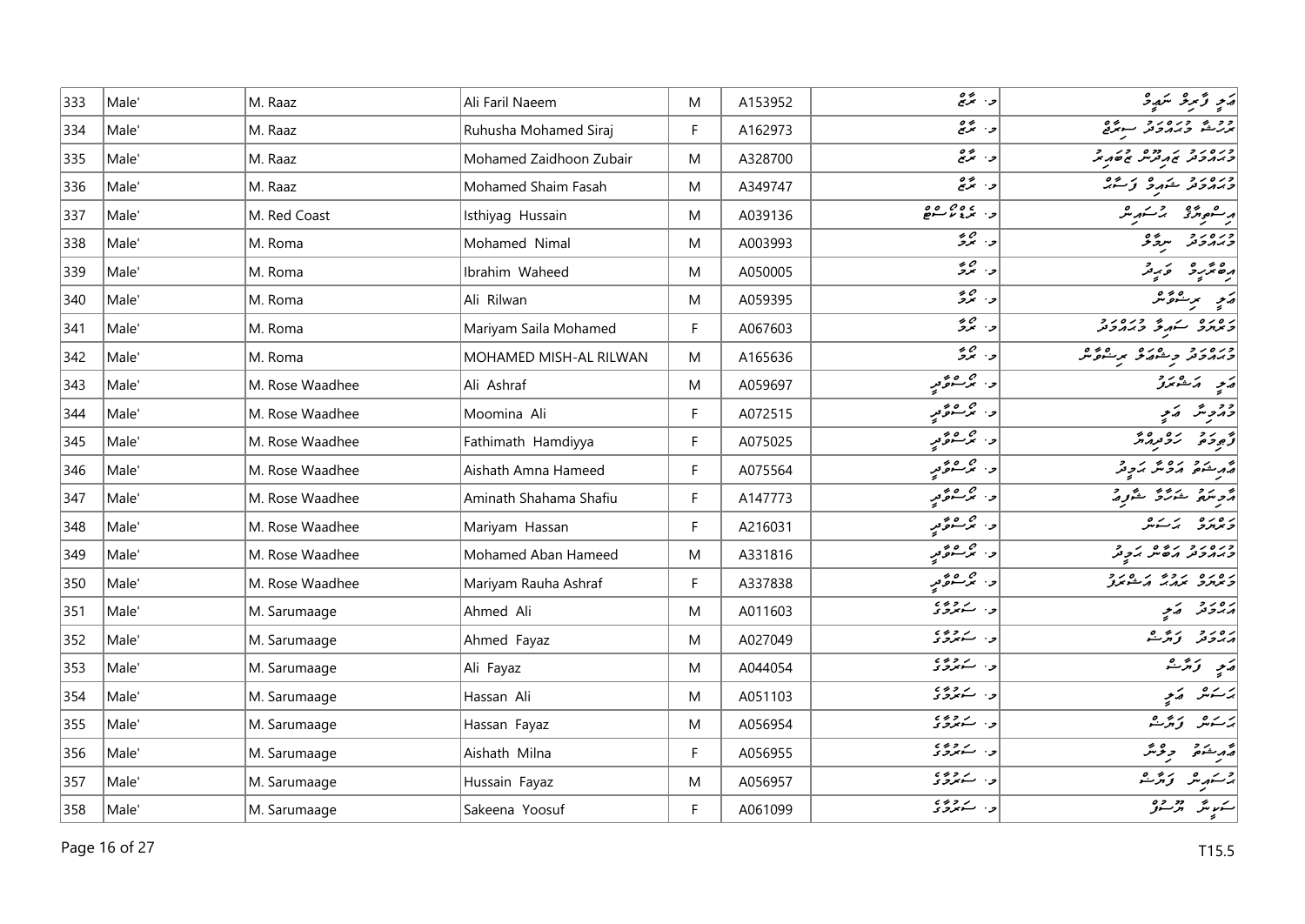| 333 | Male' | M. Raaz | Ali Faril Naeem | M | A153952 | ރ. ރާޒް | އަލި ފާރިލް ނަޢީމް |
|---|---|---|---|---|---|---|---|
| 334 | Male' | M. Raaz | Ruhusha Mohamed Siraj | F | A162973 | ރ. ރާޒް | ރުހުޝާ މުޙައްމަދު ސިރާޖް |
| 335 | Male' | M. Raaz | Mohamed Zaidhoon Zubair | M | A328700 | ރ. ރާޒް | މުޙައްމަދު ޒައިދޫން ޒުބައިރު |
| 336 | Male' | M. Raaz | Mohamed Shaim Fasah | M | A349747 | ރ. ރާޒް | މުޙައްމަދު ޝާއިމް ފަސާޙް |
| 337 | Male' | M. Red Coast | Isthiyag Hussain | M | A039136 | ރ. ރެޑްކޯސްޓް | އިސްތިޔާގް ހުސައިން |
| 338 | Male' | M. Roma | Mohamed Nimal | M | A003993 | ރ. ރޯމާ | މުޙައްމަދު ނިމާލް |
| 339 | Male' | M. Roma | Ibrahim Waheed | M | A050005 | ރ. ރޯމާ | އިބްރާހީމް ވަޙީދު |
| 340 | Male' | M. Roma | Ali Rilwan | M | A059395 | ރ. ރޯމާ | އަލި ރިލްވާން |
| 341 | Male' | M. Roma | Mariyam Saila Mohamed | F | A067603 | ރ. ރޯމާ | މަރިޔަމް ސައިލާ މުޙައްމަދު |
| 342 | Male' | M. Roma | MOHAMED MISH-AL RILWAN | M | A165636 | ރ. ރޯމާ | މުޙައްމަދު މިޝްޢަލް ރިލްވާން |
| 343 | Male' | M. Rose Waadhee | Ali Ashraf | M | A059697 | ރ. ރޯޒްވާދީ | އަލި އަޝްރަފް |
| 344 | Male' | M. Rose Waadhee | Moomina Ali | F | A072515 | ރ. ރޯޒްވާދީ | މޫމިނާ އަލި |
| 345 | Male' | M. Rose Waadhee | Fathimath Hamdiyya | F | A075025 | ރ. ރޯޒްވާދީ | ފާތިމަތު ހަމްދިއްޔާ |
| 346 | Male' | M. Rose Waadhee | Aishath Amna Hameed | F | A075564 | ރ. ރޯޒްވާދީ | އާއިޝަތު އަމްނާ ހަމީދު |
| 347 | Male' | M. Rose Waadhee | Aminath Shahama Shafiu | F | A147773 | ރ. ރޯޒްވާދީ | އާމިނަތު ޝަހާމާ ޝާފިއު |
| 348 | Male' | M. Rose Waadhee | Mariyam Hassan | F | A216031 | ރ. ރޯޒްވާދީ | މަރިޔަމް ހަސަން |
| 349 | Male' | M. Rose Waadhee | Mohamed Aban Hameed | M | A331816 | ރ. ރޯޒްވާދީ | މުޙައްމަދު އަބާން ހަމީދު |
| 350 | Male' | M. Rose Waadhee | Mariyam Rauha Ashraf | F | A337838 | ރ. ރޯޒްވާދީ | މަރިޔަމް ރައުހާ އަޝްރަފް |
| 351 | Male' | M. Sarumaage | Ahmed Ali | M | A011603 | ރ. ސަރުމާގެ | އަޙްމަދު އަލި |
| 352 | Male' | M. Sarumaage | Ahmed Fayaz | M | A027049 | ރ. ސަރުމާގެ | އަޙްމަދު ފައްޔާޒް |
| 353 | Male' | M. Sarumaage | Ali Fayaz | M | A044054 | ރ. ސަރުމާގެ | އަލި ފައްޔާޒް |
| 354 | Male' | M. Sarumaage | Hassan Ali | M | A051103 | ރ. ސަރުމާގެ | ހަސަން އަލި |
| 355 | Male' | M. Sarumaage | Hassan Fayaz | M | A056954 | ރ. ސަރުމާގެ | ހަސަން ފައްޔާޒް |
| 356 | Male' | M. Sarumaage | Aishath Milna | F | A056955 | ރ. ސަރުމާގެ | އާއިޝަތު މިލްނާ |
| 357 | Male' | M. Sarumaage | Hussain Fayaz | M | A056957 | ރ. ސަރުމާގެ | ހުސައިން ފައްޔާޒް |
| 358 | Male' | M. Sarumaage | Sakeena Yoosuf | F | A061099 | ރ. ސަރުމާގެ | ސަކީނާ ޔޫސުފް |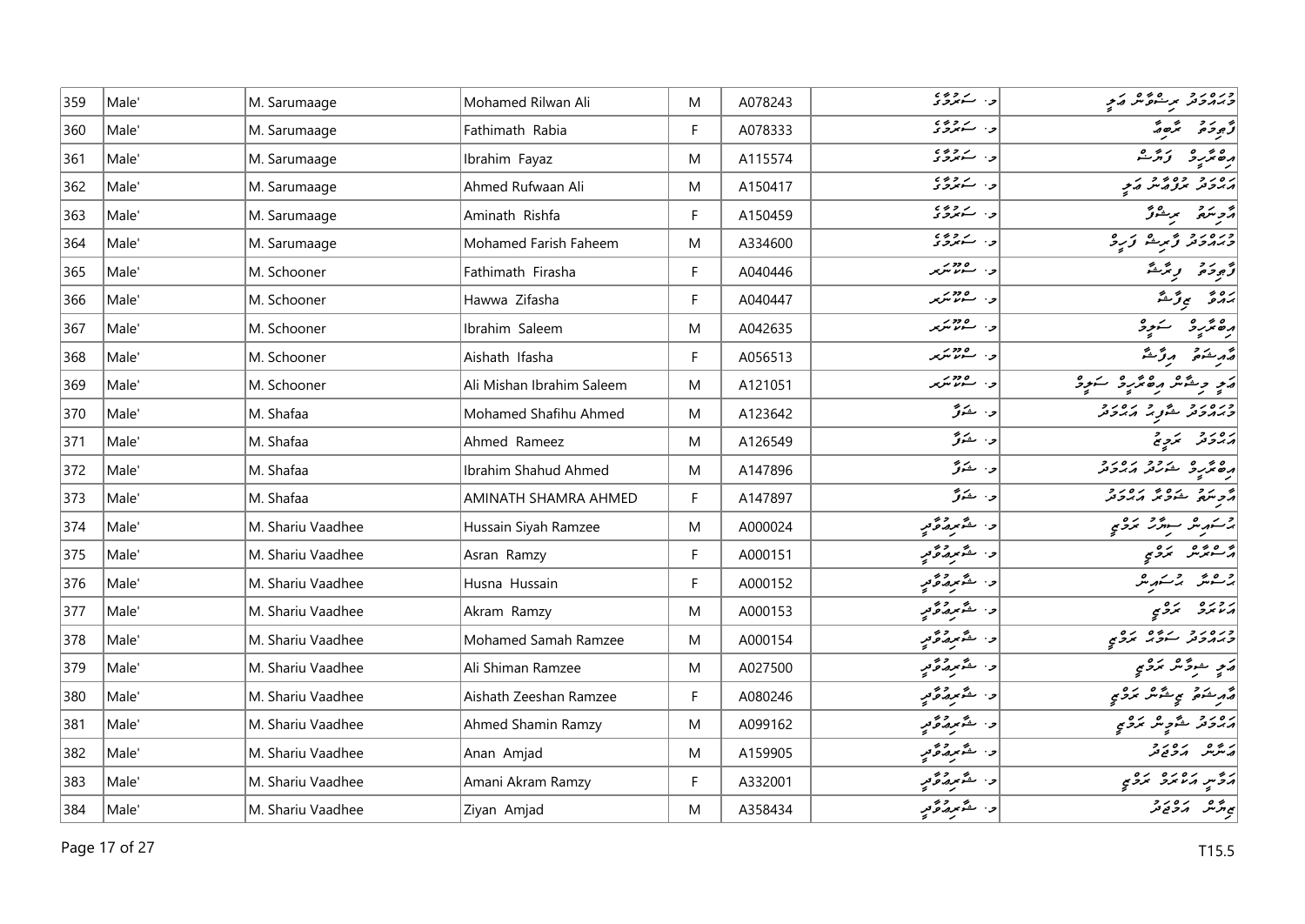| 359 | Male' | M. Sarumaage | Mohamed Rilwan Ali | M | A078243 | މ. ސަރުމާގެ | މުޙައްމަދު ރިލްވާން ޢަލީ |
|---|---|---|---|---|---|---|---|
| 360 | Male' | M. Sarumaage | Fathimath Rabia | F | A078333 | މ. ސަރުމާގެ | ފާތިމަތު ރާބިޢާ |
| 361 | Male' | M. Sarumaage | Ibrahim Fayaz | M | A115574 | މ. ސަރުމާގެ | އިބްރާހީމް ފައްޔާޒް |
| 362 | Male' | M. Sarumaage | Ahmed Rufwaan Ali | M | A150417 | މ. ސަރުމާގެ | އަޙްމަދު ރުފްވާން ޢަލީ |
| 363 | Male' | M. Sarumaage | Aminath Rishfa | F | A150459 | މ. ސަރުމާގެ | އާމިނަތު ރިޝްފާ |
| 364 | Male' | M. Sarumaage | Mohamed Farish Faheem | M | A334600 | މ. ސަރުމާގެ | މުޙައްމަދު ފާރިޝް ފަހީމް |
| 365 | Male' | M. Schooner | Fathimath Firasha | F | A040446 | މ. ސްކޫނަރ | ފާތިމަތު ފިރާޝާ |
| 366 | Male' | M. Schooner | Hawwa Zifasha | F | A040447 | މ. ސްކޫނަރ | ހައްވާ ޒިފާޝާ |
| 367 | Male' | M. Schooner | Ibrahim Saleem | M | A042635 | މ. ސްކޫނަރ | އިބްރާހީމް ސަލީމް |
| 368 | Male' | M. Schooner | Aishath Ifasha | F | A056513 | މ. ސްކޫނަރ | ޢާއިޝަތު އިފާޝާ |
| 369 | Male' | M. Schooner | Ali Mishan Ibrahim Saleem | M | A121051 | މ. ސްކޫނަރ | ޢަލީ މިޝާން އިބްރާހީމް ސަލީމް |
| 370 | Male' | M. Shafaa | Mohamed Shafihu Ahmed | M | A123642 | މ. ޝަފާ | މުޙައްމަދު ޝާފިހު އަޙްމަދު |
| 371 | Male' | M. Shafaa | Ahmed Rameez | M | A126549 | މ. ޝަފާ | އަޙްމަދު ރަމީޒު |
| 372 | Male' | M. Shafaa | Ibrahim Shahud Ahmed | M | A147896 | މ. ޝަފާ | އިބްރާހީމް ޝަހުދު އަޙްމަދު |
| 373 | Male' | M. Shafaa | AMINATH SHAMRA AHMED | F | A147897 | މ. ޝަފާ | އާމިނަތު ޝަމްރާ އަޙްމަދު |
| 374 | Male' | M. Shariu Vaadhee | Hussain Siyah Ramzee | M | A000024 | މ. ޝާރިޢުވާދީ | ހުސައިން ސިޔާހު ރަމްޒީ |
| 375 | Male' | M. Shariu Vaadhee | Asran Ramzy | F | A000151 | މ. ޝާރިޢުވާދީ | އަސްރާން ރަމްޒީ |
| 376 | Male' | M. Shariu Vaadhee | Husna Hussain | F | A000152 | މ. ޝާރިޢުވާދީ | ހުސްނާ ހުސައިން |
| 377 | Male' | M. Shariu Vaadhee | Akram Ramzy | M | A000153 | މ. ޝާރިޢުވާދީ | އަކްރަމް ރަމްޒީ |
| 378 | Male' | M. Shariu Vaadhee | Mohamed Samah Ramzee | M | A000154 | މ. ޝާރިޢުވާދީ | މުޙައްމަދު ސަމާޙް ރަމްޒީ |
| 379 | Male' | M. Shariu Vaadhee | Ali Shiman Ramzee | M | A027500 | މ. ޝާރިޢުވާދީ | ޢަލީ ޝިމާން ރަމްޒީ |
| 380 | Male' | M. Shariu Vaadhee | Aishath Zeeshan Ramzee | F | A080246 | މ. ޝާރިޢުވާދީ | ޢާއިޝަތު ޒީޝާން ރަމްޒީ |
| 381 | Male' | M. Shariu Vaadhee | Ahmed Shamin Ramzy | M | A099162 | މ. ޝާރިޢުވާދީ | އަޙްމަދު ޝާމިން ރަމްޒީ |
| 382 | Male' | M. Shariu Vaadhee | Anan Amjad | M | A159905 | މ. ޝާރިޢުވާދީ | އަނާން އަމްޖަދު |
| 383 | Male' | M. Shariu Vaadhee | Amani Akram Ramzy | F | A332001 | މ. ޝާރިޢުވާދީ | އަމާނީ އަކްރަމް ރަމްޒީ |
| 384 | Male' | M. Shariu Vaadhee | Ziyan Amjad | M | A358434 | މ. ޝާރިޢުވާދީ | ޒިޔާން އަމްޖަދު |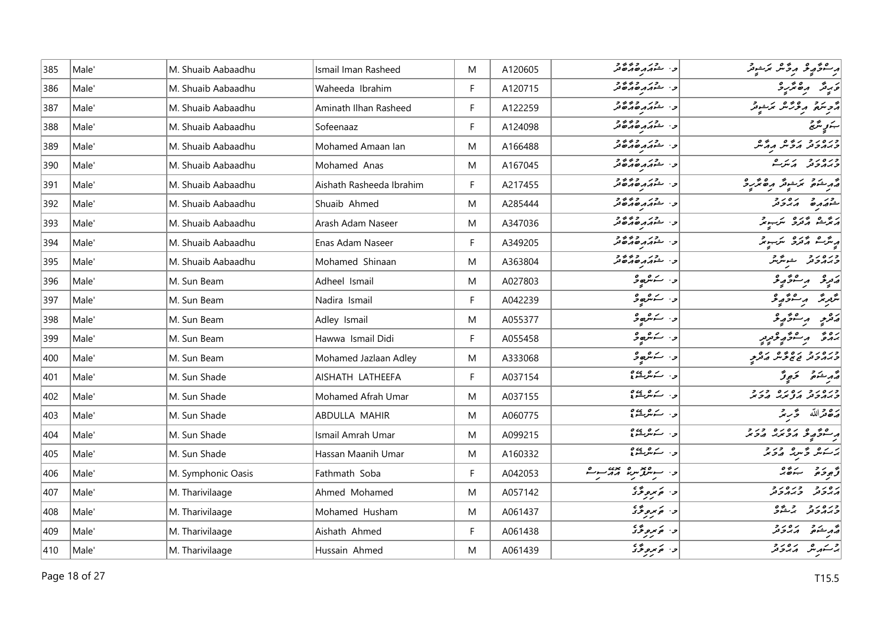| 385 | Male' | M. Shuaib Aabaadhu | Ismail Iman Rasheed | M | A120605 | މ. ޝުޢައިބުއާބާދު | އިސްމާއީލް އިމާން ރަޝީދު |
|---|---|---|---|---|---|---|---|
| 386 | Male' | M. Shuaib Aabaadhu | Waheeda Ibrahim | F | A120715 | މ. ޝުޢައިބުއާބާދު | ވަހީދާ އިބްރާހީމް |
| 387 | Male' | M. Shuaib Aabaadhu | Aminath Ilhan Rasheed | F | A122259 | މ. ޝުޢައިބުއާބާދު | އާމިނަތު އިލްހާން ރަޝީދު |
| 388 | Male' | M. Shuaib Aabaadhu | Sofeenaaz | F | A124098 | މ. ޝުޢައިބުއާބާދު | ސޮފީނާޒް |
| 389 | Male' | M. Shuaib Aabaadhu | Mohamed Amaan Ian | M | A166488 | މ. ޝުޢައިބުއާބާދު | މުހައްމަދު އަމާން އިއަން |
| 390 | Male' | M. Shuaib Aabaadhu | Mohamed Anas | M | A167045 | މ. ޝުޢައިބުއާބާދު | މުހައްމަދު އަނަސް |
| 391 | Male' | M. Shuaib Aabaadhu | Aishath Rasheeda Ibrahim | F | A217455 | މ. ޝުޢައިބުއާބާދު | ޢާއިޝަތު ރަޝީދާ އިބްރާހީމް |
| 392 | Male' | M. Shuaib Aabaadhu | Shuaib Ahmed | M | A285444 | މ. ޝުޢައިބުއާބާދު | ޝުޢައިބު އަޙްމަދު |
| 393 | Male' | M. Shuaib Aabaadhu | Arash Adam Naseer | M | A347036 | މ. ޝުޢައިބުއާބާދު | އަރާޝް އާދަމް ނަސީރު |
| 394 | Male' | M. Shuaib Aabaadhu | Enas Adam Naseer | F | A349205 | މ. ޝުޢައިބުއާބާދު | އީނާސް އާދަމް ނަސީރު |
| 395 | Male' | M. Shuaib Aabaadhu | Mohamed Shinaan | M | A363804 | މ. ޝުޢައިބުއާބާދު | މުހައްމަދު ޝިނާން |
| 396 | Male' | M. Sun Beam | Adheel Ismail | M | A027803 | މ. ސަންބީމް | އަދީލް އިސްމާއީލް |
| 397 | Male' | M. Sun Beam | Nadira Ismail | F | A042239 | މ. ސަންބީމް | ނާދިރާ އިސްމާއީލް |
| 398 | Male' | M. Sun Beam | Adley Ismail | M | A055377 | މ. ސަންބީމް | އަދްލީ އިސްމާއީލް |
| 399 | Male' | M. Sun Beam | Hawwa Ismail Didi | F | A055458 | މ. ސަންބީމް | ހައްވާ އިސްމާއީލްދީދީ |
| 400 | Male' | M. Sun Beam | Mohamed Jazlaan Adley | M | A333068 | މ. ސަންބީމް | މުހައްމަދު ޖަޒްލާން އަދްލީ |
| 401 | Male' | M. Sun Shade | AISHATH LATHEEFA | F | A037154 | މ. ސަންޝޭޑް | ޢާއިޝަތު ލަތީފާ |
| 402 | Male' | M. Sun Shade | Mohamed Afrah Umar | M | A037155 | މ. ސަންޝޭޑް | މުހައްމަދު އަފްރާހު ޢުމަރު |
| 403 | Male' | M. Sun Shade | ABDULLA MAHIR | M | A060775 | މ. ސަންޝޭޑް | ޢަބްދުﷲ މާހިރު |
| 404 | Male' | M. Sun Shade | Ismail Amrah Umar | M | A099215 | މ. ސަންޝޭޑް | އިސްމާއީލް އަމްރާހު ޢުމަރު |
| 405 | Male' | M. Sun Shade | Hassan Maanih Umar | M | A160332 | މ. ސަންޝޭޑް | ހަސަން މާނިހު ޢުމަރު |
| 406 | Male' | M. Symphonic Oasis | Fathmath Soba | F | A042053 | މ. ސިމްފޯނިކް އޯއޭސިސް | ފާތިމަތު ޞޮބާ |
| 407 | Male' | M. Tharivilaage | Ahmed Mohamed | M | A057142 | މ. ތަރިވިލާގެ | އަޙްމަދު މުހައްމަދު |
| 408 | Male' | M. Tharivilaage | Mohamed Husham | M | A061437 | މ. ތަރިވިލާގެ | މުހައްމަދު ހުޝާމް |
| 409 | Male' | M. Tharivilaage | Aishath Ahmed | F | A061438 | މ. ތަރިވިލާގެ | ޢާއިޝަތު އަޙްމަދު |
| 410 | Male' | M. Tharivilaage | Hussain Ahmed | M | A061439 | މ. ތަރިވިލާގެ | ހުސައިން އަޙްމަދު |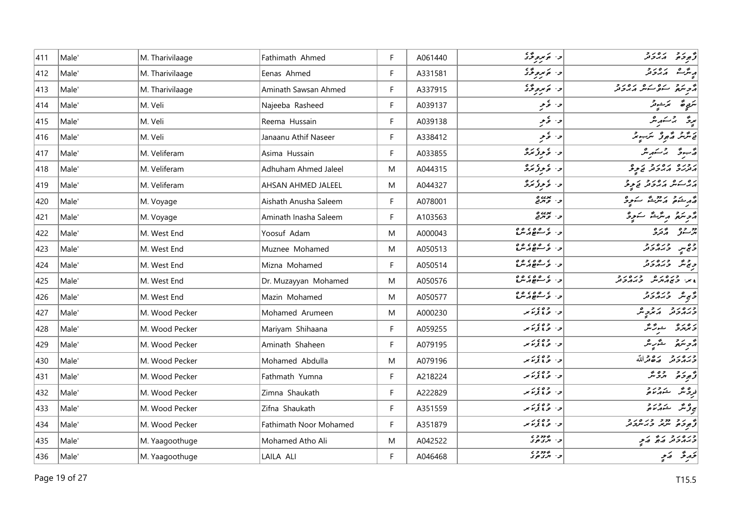| 411 | Male' | M. Tharivilaage | Fathimath Ahmed | F | A061440 | މ. ތަރިވިލާގެ | ފާތިމަތު އަޙްމަދު |
|---|---|---|---|---|---|---|---|
| 412 | Male' | M. Tharivilaage | Eenas Ahmed | F | A331581 | މ. ތަރިވިލާގެ | އީނާސް އަޙްމަދު |
| 413 | Male' | M. Tharivilaage | Aminath Sawsan Ahmed | F | A337915 | މ. ތަރިވިލާގެ | އާމިނަތު ސައުސަން އަޙްމަދު |
| 414 | Male' | M. Veli | Najeeba Rasheed | F | A039137 | މ. ވެލި | ނަޖީބާ ރަޝީދު |
| 415 | Male' | M. Veli | Reema Hussain | F | A039138 | މ. ވެލި | ރީމާ ހުސައިން |
| 416 | Male' | M. Veli | Janaanu Athif Naseer | F | A338412 | މ. ވެލި | ޖަނާނު އާތިފް ނަސީރު |
| 417 | Male' | M. Veliferam | Asima Hussain | F | A033855 | މ. ވެލިފެރަމް | އާސިމާ ހުސައިން |
| 418 | Male' | M. Veliferam | Adhuham Ahmed Jaleel | M | A044315 | މ. ވެލިފެރަމް | އަދުހަމް އަޙްމަދު ޖަލީލް |
| 419 | Male' | M. Veliferam | AHSAN AHMED JALEEL | M | A044327 | މ. ވެލިފެރަމް | އަޙްސަން އަޙްމަދު ޖަލީލް |
| 420 | Male' | M. Voyage | Aishath Anusha Saleem | F | A078001 | މ. ވޮޔޭޖް | އާއިޝަތު އަނޫޝާ ސަލީމް |
| 421 | Male' | M. Voyage | Aminath Inasha Saleem | F | A103563 | މ. ވޮޔޭޖް | އާމިނަތު އިނާޝާ ސަލީމް |
| 422 | Male' | M. West End | Yoosuf Adam | M | A000043 | މ. ވެސްޓްއެންޑް | ޔޫސުފް އާދަމް |
| 423 | Male' | M. West End | Muznee Mohamed | M | A050513 | މ. ވެސްޓްއެންޑް | މުޒްނީ މުޙައްމަދު |
| 424 | Male' | M. West End | Mizna Mohamed | F | A050514 | މ. ވެސްޓްއެންޑް | މިޒްނާ މުޙައްމަދު |
| 425 | Male' | M. West End | Dr. Muzayyan Mohamed | M | A050576 | މ. ވެސްޓްއެންޑް | ޑރ. މުޒައްޔަން މުޙައްމަދު |
| 426 | Male' | M. West End | Mazin Mohamed | M | A050577 | މ. ވެސްޓްއެންޑް | މާޒިން މުޙައްމަދު |
| 427 | Male' | M. Wood Pecker | Mohamed Arumeen | M | A000230 | މ. ވުޑްޕެކަރ | މުޙައްމަދު އަރުމީން |
| 428 | Male' | M. Wood Pecker | Mariyam Shihaana | F | A059255 | މ. ވުޑްޕެކަރ | މަރިޔަމް ޝިހާނާ |
| 429 | Male' | M. Wood Pecker | Aminath Shaheen | F | A079195 | މ. ވުޑްޕެކަރ | އާމިނަތު ޝާހީން |
| 430 | Male' | M. Wood Pecker | Mohamed Abdulla | M | A079196 | މ. ވުޑްޕެކަރ | މުޙައްމަދު އަބްދުﷲ |
| 431 | Male' | M. Wood Pecker | Fathmath Yumna | F | A218224 | މ. ވުޑްޕެކަރ | ފާތިމަތު ޔުމްނާ |
| 432 | Male' | M. Wood Pecker | Zimna Shaukath | F | A222829 | މ. ވުޑްޕެކަރ | ޒިމްނާ ޝައުކަތު |
| 433 | Male' | M. Wood Pecker | Zifna Shaukath | F | A351559 | މ. ވުޑްޕެކަރ | ޒިފްނާ ޝައުކަތު |
| 434 | Male' | M. Wood Pecker | Fathimath Noor Mohamed | F | A351879 | މ. ވުޑްޕެކަރ | ފާތިމަތު ނޫރު މުޙައްމަދު |
| 435 | Male' | M. Yaagoothuge | Mohamed Atho Ali | M | A042522 | މ. ޔާގޫތުގެ | މުޙައްމަދު އަތޯ އަލި |
| 436 | Male' | M. Yaagoothuge | LAILA ALI | F | A046468 | މ. ޔާގޫތުގެ | ލައިލާ އަލި |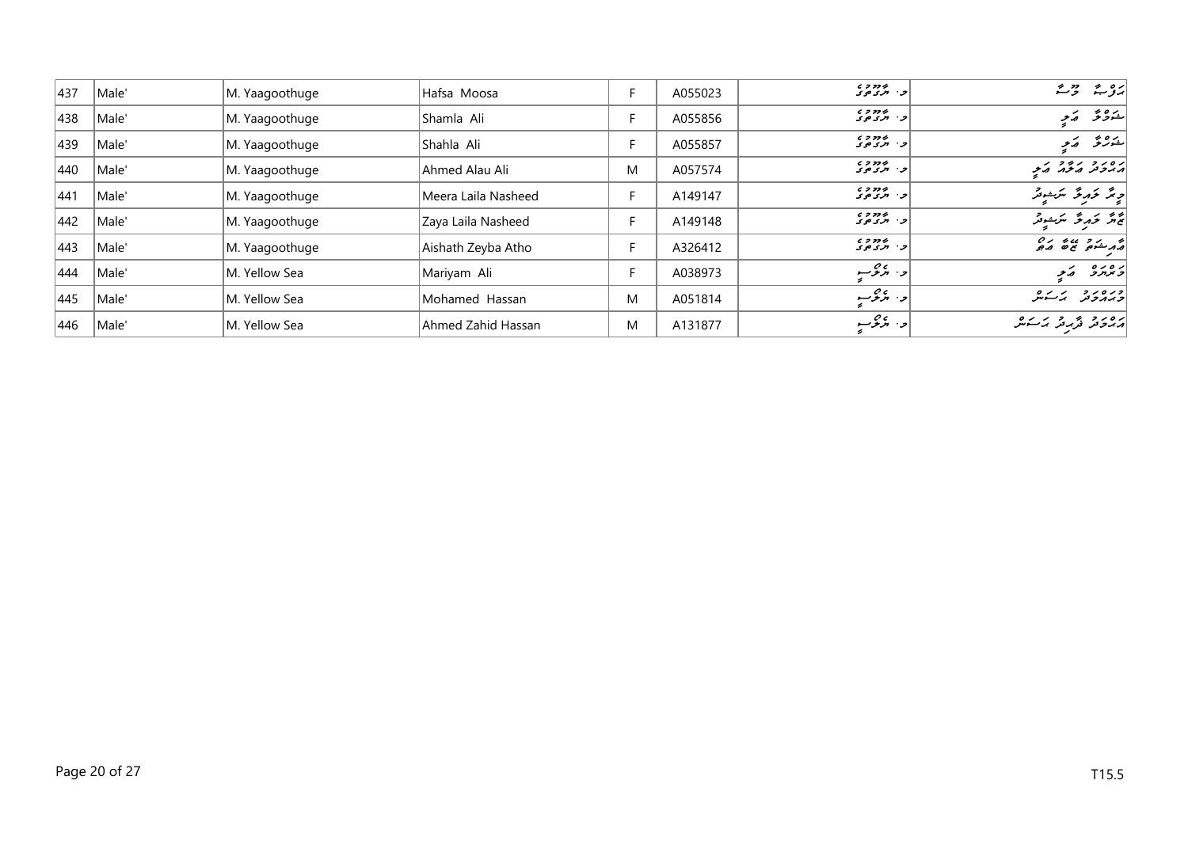| 437 | Male' | M. Yaagoothuge | Hafsa Moosa | F | A055023 | މ. ޔާގޫތުގެ | ހަފްސާ މޫސާ |
|---|---|---|---|---|---|---|---|
| 438 | Male' | M. Yaagoothuge | Shamla Ali | F | A055856 | މ. ޔާގޫތުގެ | ޝަމްލާ އަލި |
| 439 | Male' | M. Yaagoothuge | Shahla Ali | F | A055857 | މ. ޔާގޫތުގެ | ޝަހްލާ އަލި |
| 440 | Male' | M. Yaagoothuge | Ahmed Alau Ali | M | A057574 | މ. ޔާގޫތުގެ | އަޙްމަދު އަލާއު އަލި |
| 441 | Male' | M. Yaagoothuge | Meera Laila Nasheed | F | A149147 | މ. ޔާގޫތުގެ | މީރާ ލައިލާ ނަޝީދު |
| 442 | Male' | M. Yaagoothuge | Zaya Laila Nasheed | F | A149148 | މ. ޔާގޫތުގެ | ޒާޔާ ލައިލާ ނަޝީދު |
| 443 | Male' | M. Yaagoothuge | Aishath Zeyba Atho | F | A326412 | މ. ޔާގޫތުގެ | އާއިޝަތު ޒޭބާ އަތޯ |
| 444 | Male' | M. Yellow Sea | Mariyam Ali | F | A038973 | މ. ޔެލޯސީ | މަރިޔަމް އަލި |
| 445 | Male' | M. Yellow Sea | Mohamed Hassan | M | A051814 | މ. ޔެލޯސީ | މުޙައްމަދު ހަސަން |
| 446 | Male' | M. Yellow Sea | Ahmed Zahid Hassan | M | A131877 | މ. ޔެލޯސީ | އަޙްމަދު ޒާހިދު ހަސަން |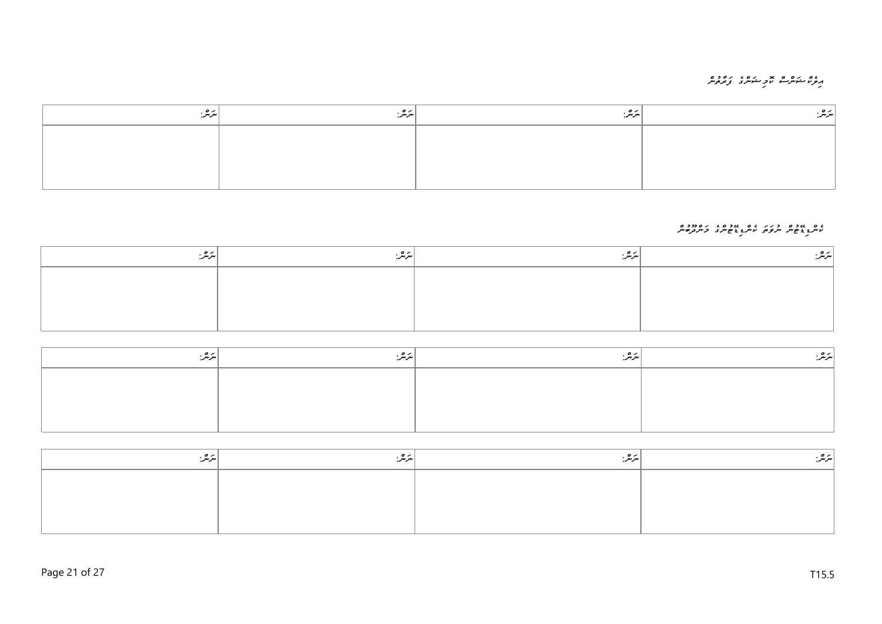## އިވެން ޓަކިސް ކޯޑިނޭޓަ ފަރާތުން

| ނަން: | ނަން: | ނަން: | ނަން: |
|---|---|---|---|
| | | | |

## ކުންފުނީގެ ނުވަތަ ކުންފުނީގެ މަސްއޫލުވެރިން

| ނަން: | ނަން: | ނަން: | ނަން: |
|---|---|---|---|
| | | | |

| ނަން: | ނަން: | ނަން: | ނަން: |
|---|---|---|---|
| | | | |

| ނަން: | ނަން: | ނަން: | ނަން: |
|---|---|---|---|
| | | | |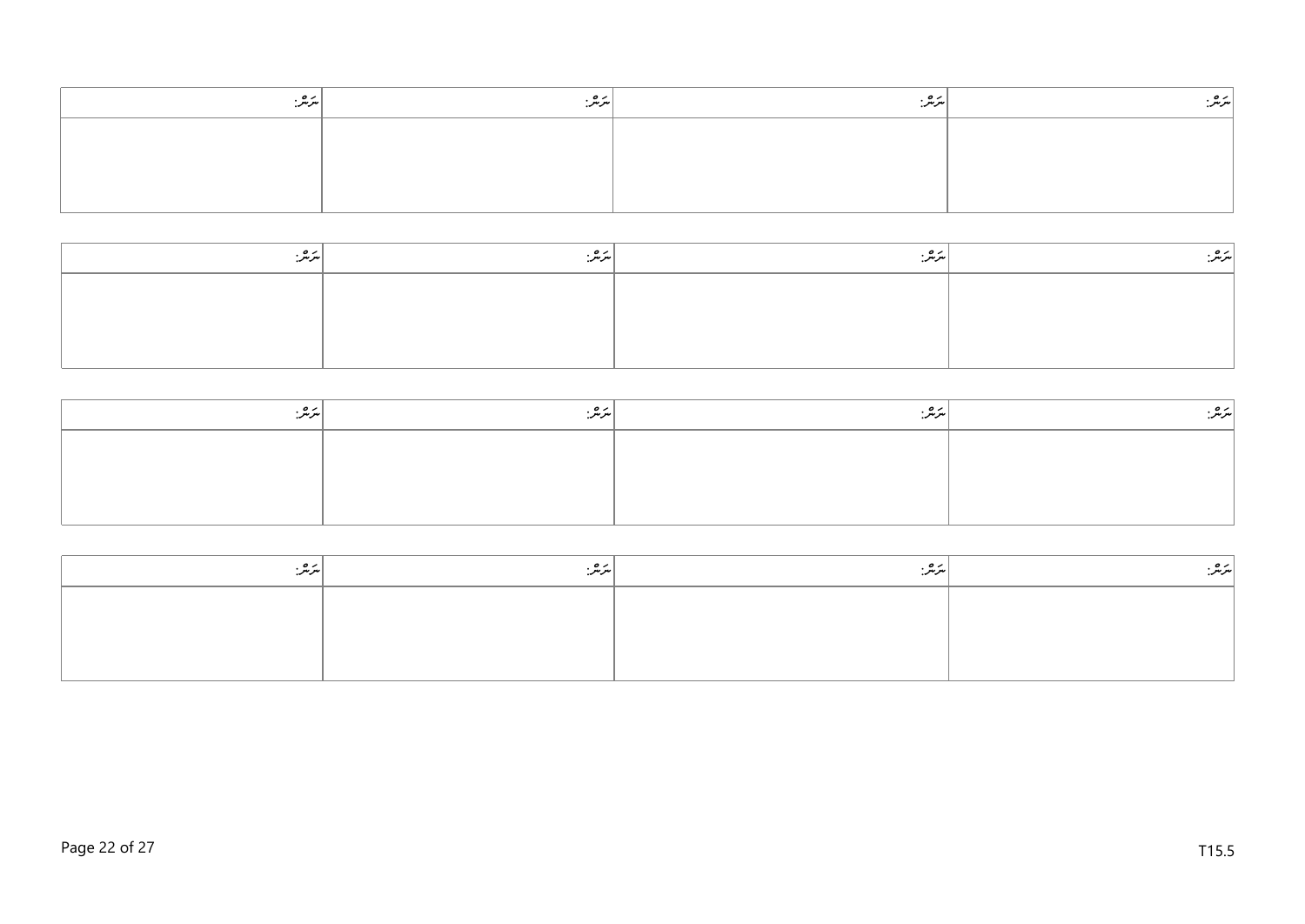| ނަރަނ: | ނަރަނ: | ނަރަނ: | ނަރަނ: |
| --- | --- | --- | --- |
| | | | |

| ނަރަނ: | ނަރަނ: | ނަރަނ: | ނަރަނ: |
| --- | --- | --- | --- |
| | | | |

| ނަރަނ: | ނަރަނ: | ނަރަނ: | ނަރަނ: |
| --- | --- | --- | --- |
| | | | |

| ނަރަނ: | ނަރަނ: | ނަރަނ: | ނަރަނ: |
| --- | --- | --- | --- |
| | | | |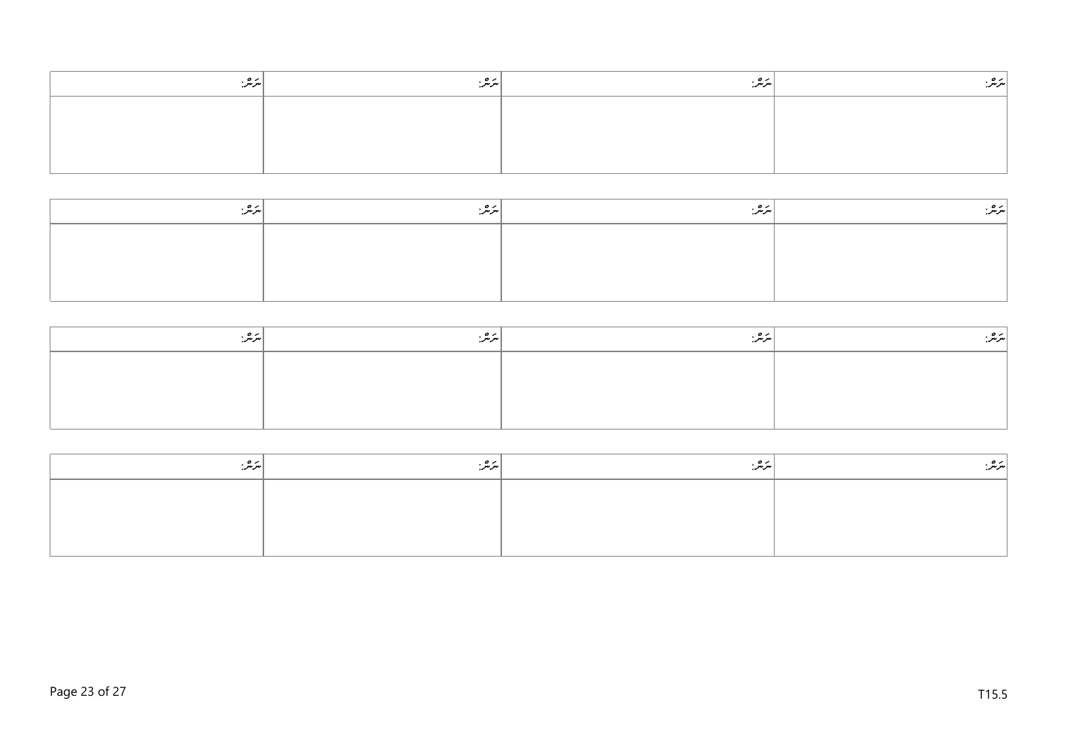| ނަރުދ: | ނަރުދ: | ނަރުދ: | ނަރުދ: |
| --- | --- | --- | --- |
| | | | |

| ނަރުދ: | ނަރުދ: | ނަރުދ: | ނަރުދ: |
| --- | --- | --- | --- |
| | | | |

| ނަރުދ: | ނަރުދ: | ނަރުދ: | ނަރުދ: |
| --- | --- | --- | --- |
| | | | |

| ނަރުދ: | ނަރުދ: | ނަރުދ: | ނަރުދ: |
| --- | --- | --- | --- |
| | | | |

T15.5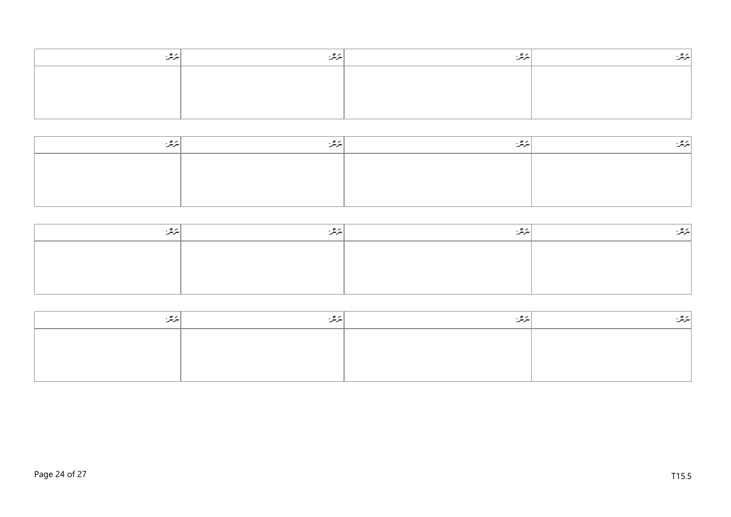| ނަރުދ: | ނަރުދ: | ނަރުދ: | ނަރުދ: |
| --- | --- | --- | --- |
| | | | |

| ނަރުދ: | ނަރުދ: | ނަރުދ: | ނަރުދ: |
| --- | --- | --- | --- |
| | | | |

| ނަރުދ: | ނަރުދ: | ނަރުދ: | ނަރުދ: |
| --- | --- | --- | --- |
| | | | |

| ނަރުދ: | ނަރުދ: | ނަރުދ: | ނަރުދ: |
| --- | --- | --- | --- |
| | | | |

T15.5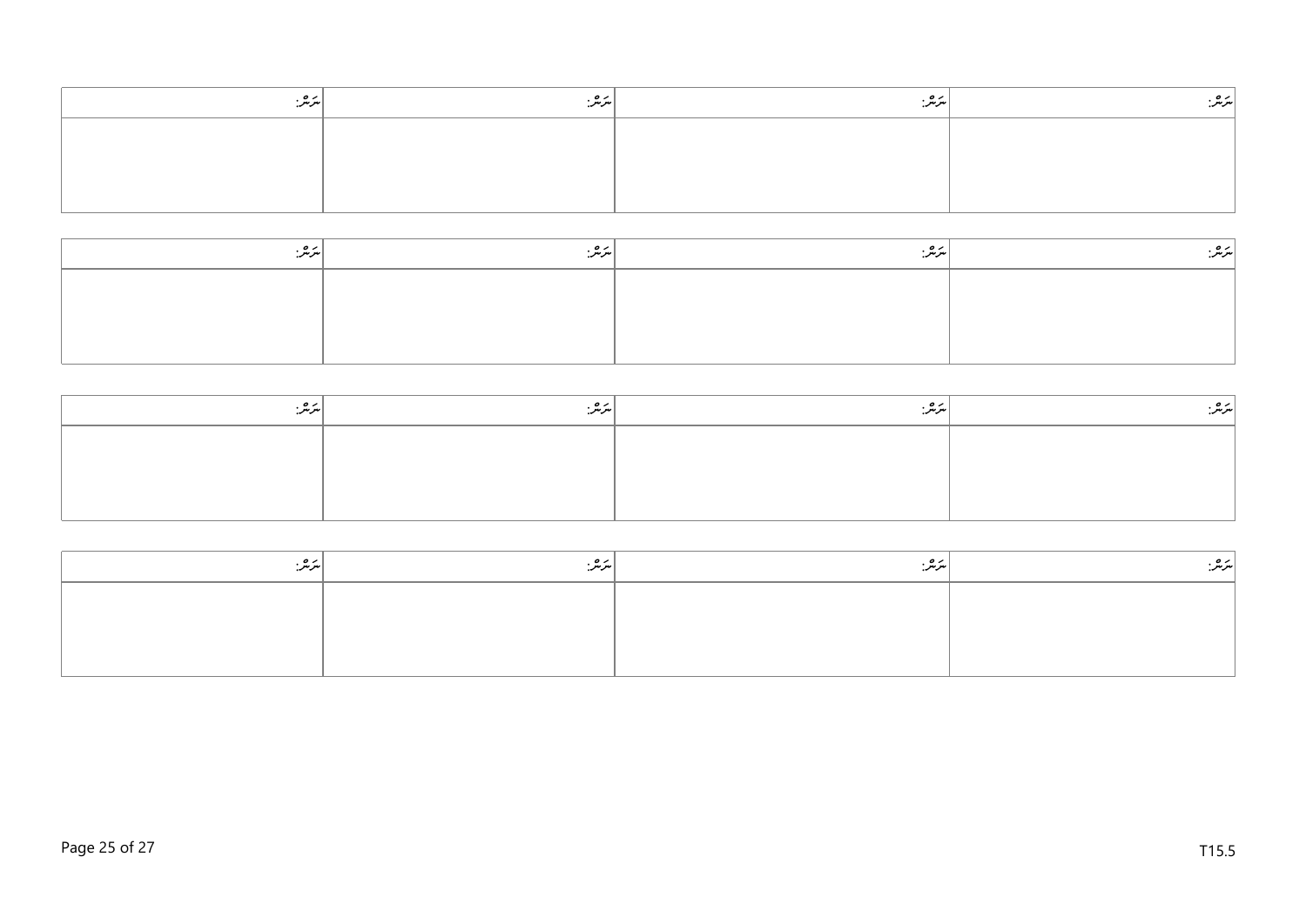| ނަރުދ: | ނަރުދ: | ނަރުދ: | ނަރުދ: |
| --- | --- | --- | --- |
| | | | |

| ނަރުދ: | ނަރުދ: | ނަރުދ: | ނަރުދ: |
| --- | --- | --- | --- |
| | | | |

| ނަރުދ: | ނަރުދ: | ނަރުދ: | ނަރުދ: |
| --- | --- | --- | --- |
| | | | |

| ނަރުދ: | ނަރުދ: | ނަރުދ: | ނަރުދ: |
| --- | --- | --- | --- |
| | | | |

T15.5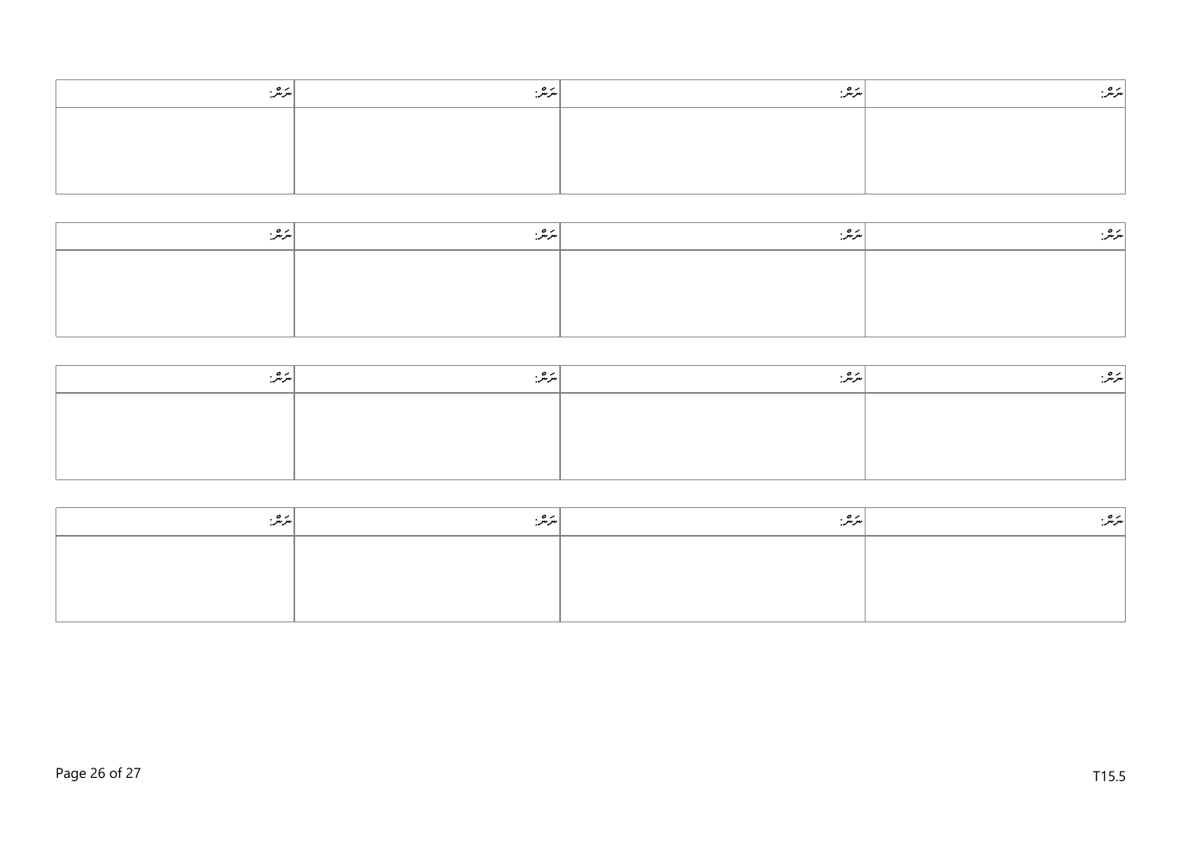| ނަންބަރު: | ނަންބަރު: | ނަންބަރު: | ނަންބަރު: |
|---|---|---|---|
| | | | |

| ނަންބަރު: | ނަންބަރު: | ނަންބަރު: | ނަންބަރު: |
|---|---|---|---|
| | | | |

| ނަންބަރު: | ނަންބަރު: | ނަންބަރު: | ނަންބަރު: |
|---|---|---|---|
| | | | |

| ނަންބަރު: | ނަންބަރު: | ނަންބަރު: | ނަންބަރު: |
|---|---|---|---|
| | | | |

T15.5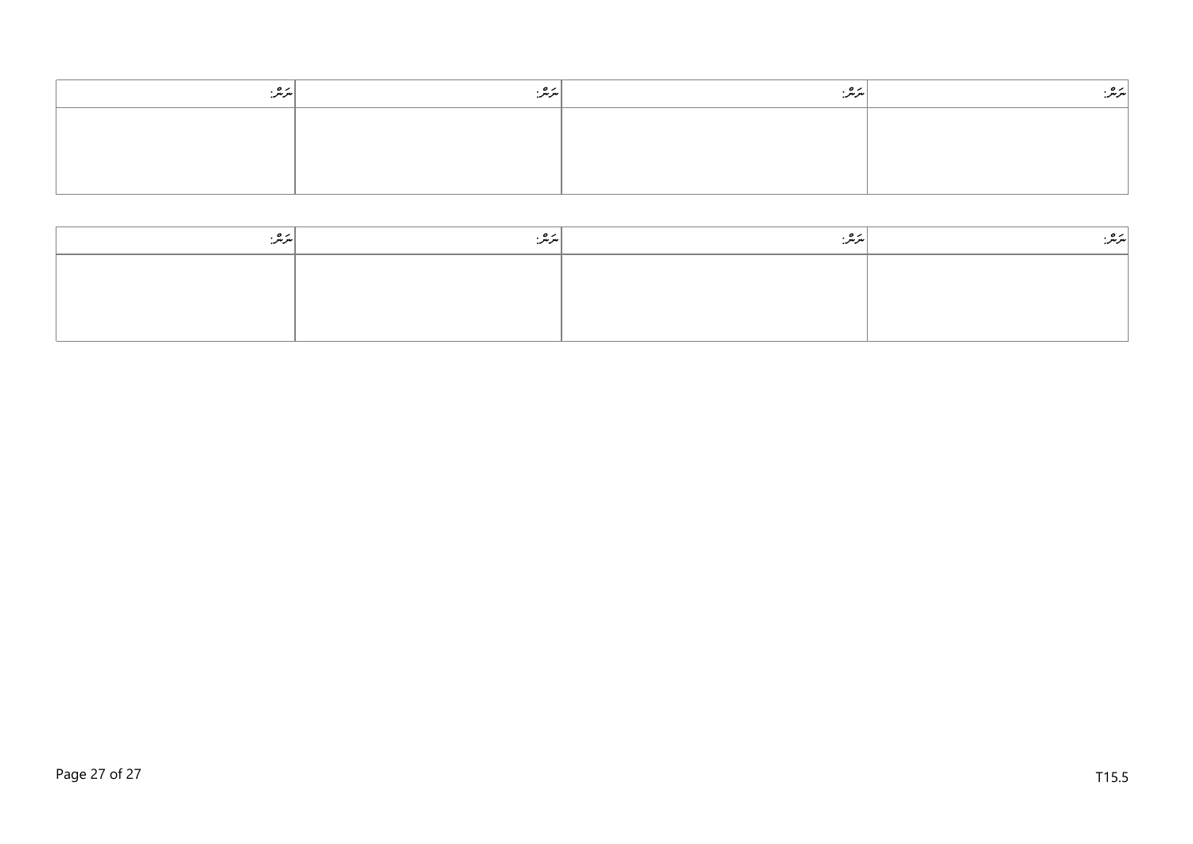| ނަންބަރު: | ނަންބަރު: | ނަންބަރު: | ނަންބަރު: |
|---|---|---|---|
| | | | |

| ނަންބަރު: | ނަންބަރު: | ނަންބަރު: | ނަންބަރު: |
|---|---|---|---|
| | | | |

T15.5